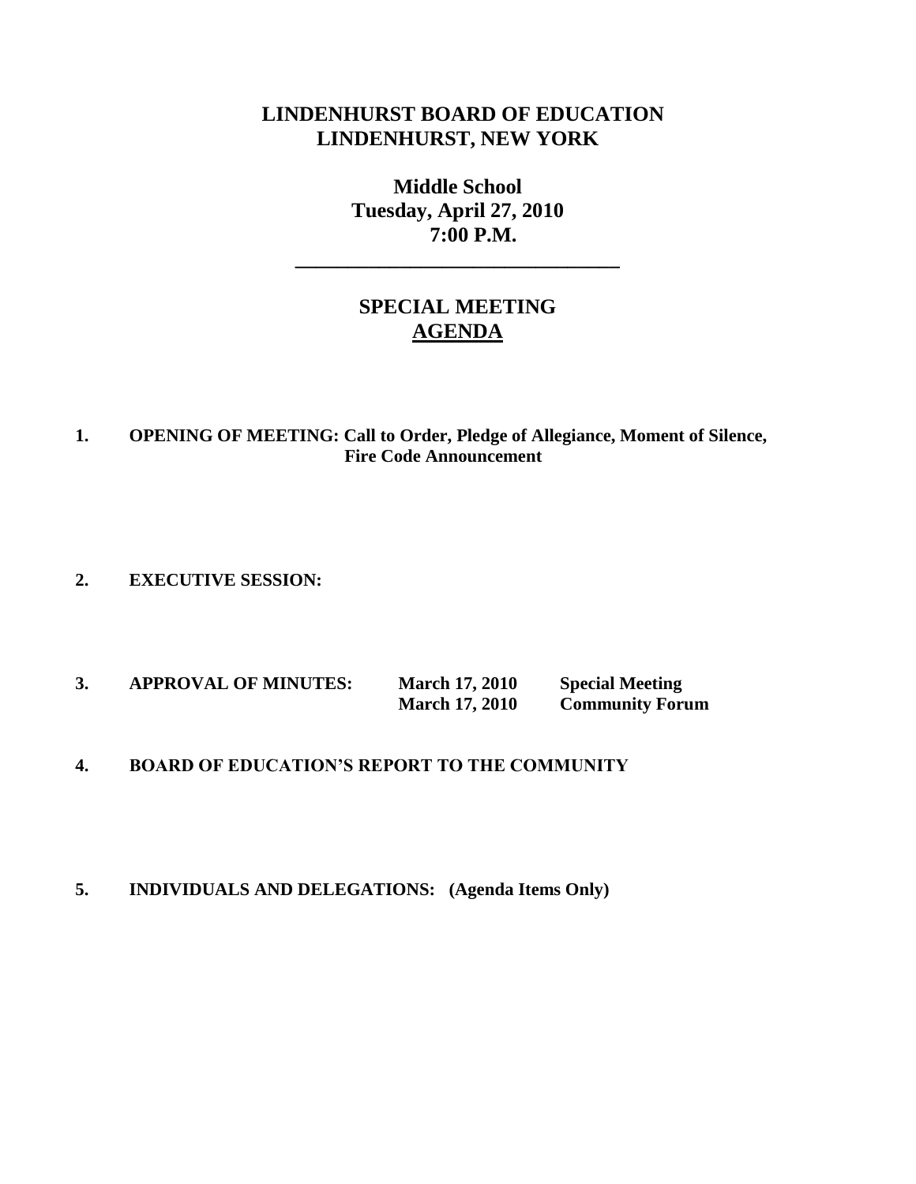# LINDENHURST BOARD OF EDUCATION
# LINDENHURST, NEW YORK

**Middle School**
**Tuesday, April 27, 2010**
**7:00 P.M.**

---

## SPECIAL MEETING
## AGENDA

**1. OPENING OF MEETING: Call to Order, Pledge of Allegiance, Moment of Silence, Fire Code Announcement**

**2. EXECUTIVE SESSION:**

**3. APPROVAL OF MINUTES:**

| | |
|---|---|
| **March 17, 2010** | **Special Meeting** |
| **March 17, 2010** | **Community Forum** |

**4. BOARD OF EDUCATION'S REPORT TO THE COMMUNITY**

**5. INDIVIDUALS AND DELEGATIONS: (Agenda Items Only)**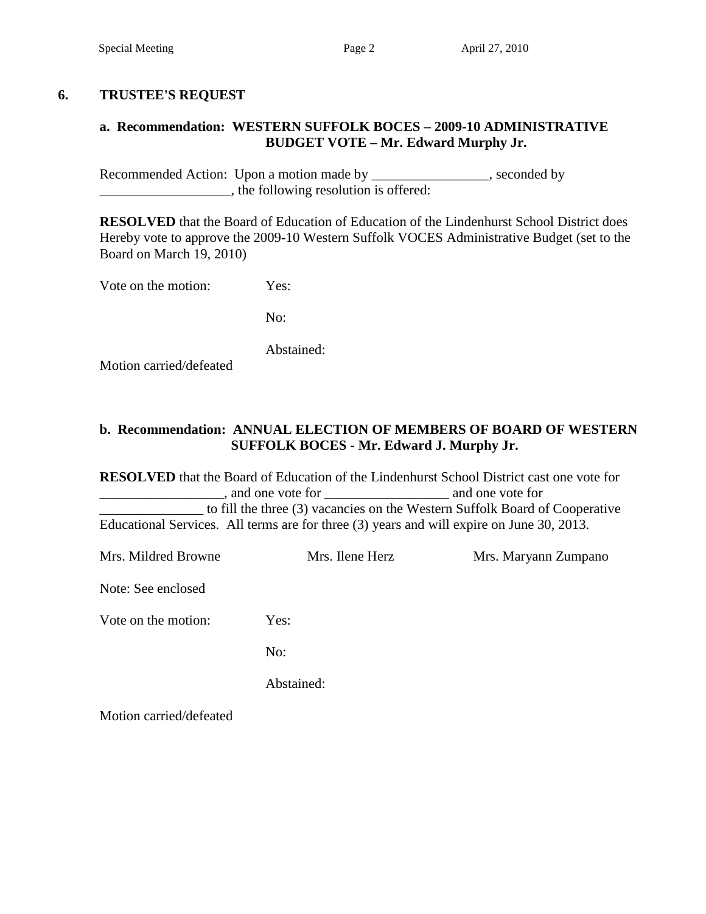## 6. TRUSTEE'S REQUEST

### a. Recommendation: WESTERN SUFFOLK BOCES – 2009-10 ADMINISTRATIVE BUDGET VOTE – Mr. Edward Murphy Jr.

Recommended Action: Upon a motion made by _________________, seconded by ___________________, the following resolution is offered:

**RESOLVED** that the Board of Education of Education of the Lindenhurst School District does Hereby vote to approve the 2009-10 Western Suffolk VOCES Administrative Budget (set to the Board on March 19, 2010)

Vote on the motion: Yes:

No:

Abstained:

Motion carried/defeated

### b. Recommendation: ANNUAL ELECTION OF MEMBERS OF BOARD OF WESTERN SUFFOLK BOCES - Mr. Edward J. Murphy Jr.

**RESOLVED** that the Board of Education of the Lindenhurst School District cast one vote for __________________, and one vote for __________________ and one vote for _______________ to fill the three (3) vacancies on the Western Suffolk Board of Cooperative Educational Services. All terms are for three (3) years and will expire on June 30, 2013.

Mrs. Mildred Browne Mrs. Ilene Herz Mrs. Maryann Zumpano

Note: See enclosed

Vote on the motion: Yes:

No:

Abstained:

Motion carried/defeated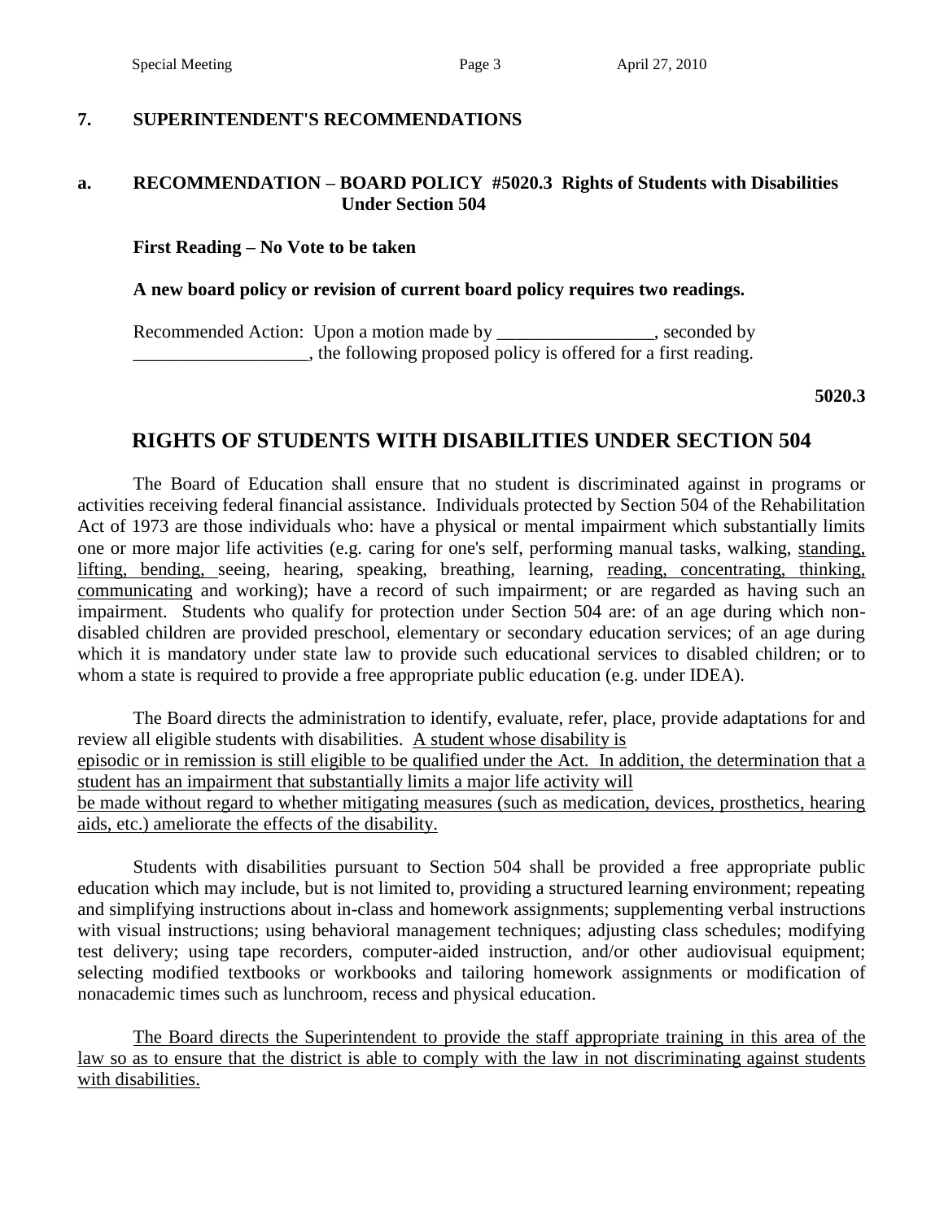## 7. SUPERINTENDENT'S RECOMMENDATIONS

### a. RECOMMENDATION – BOARD POLICY #5020.3 Rights of Students with Disabilities Under Section 504

**First Reading – No Vote to be taken**

**A new board policy or revision of current board policy requires two readings.**

Recommended Action: Upon a motion made by _________________, seconded by ___________________, the following proposed policy is offered for a first reading.

**5020.3**

## RIGHTS OF STUDENTS WITH DISABILITIES UNDER SECTION 504

The Board of Education shall ensure that no student is discriminated against in programs or activities receiving federal financial assistance. Individuals protected by Section 504 of the Rehabilitation Act of 1973 are those individuals who: have a physical or mental impairment which substantially limits one or more major life activities (e.g. caring for one's self, performing manual tasks, walking, <u>standing, lifting, bending,</u> seeing, hearing, speaking, breathing, learning, <u>reading, concentrating, thinking, communicating</u> and working); have a record of such impairment; or are regarded as having such an impairment. Students who qualify for protection under Section 504 are: of an age during which non-disabled children are provided preschool, elementary or secondary education services; of an age during which it is mandatory under state law to provide such educational services to disabled children; or to whom a state is required to provide a free appropriate public education (e.g. under IDEA).

The Board directs the administration to identify, evaluate, refer, place, provide adaptations for and review all eligible students with disabilities. <u>A student whose disability is episodic or in remission is still eligible to be qualified under the Act. In addition, the determination that a student has an impairment that substantially limits a major life activity will be made without regard to whether mitigating measures (such as medication, devices, prosthetics, hearing aids, etc.) ameliorate the effects of the disability.</u>

Students with disabilities pursuant to Section 504 shall be provided a free appropriate public education which may include, but is not limited to, providing a structured learning environment; repeating and simplifying instructions about in-class and homework assignments; supplementing verbal instructions with visual instructions; using behavioral management techniques; adjusting class schedules; modifying test delivery; using tape recorders, computer-aided instruction, and/or other audiovisual equipment; selecting modified textbooks or workbooks and tailoring homework assignments or modification of nonacademic times such as lunchroom, recess and physical education.

<u>The Board directs the Superintendent to provide the staff appropriate training in this area of the law so as to ensure that the district is able to comply with the law in not discriminating against students with disabilities.</u>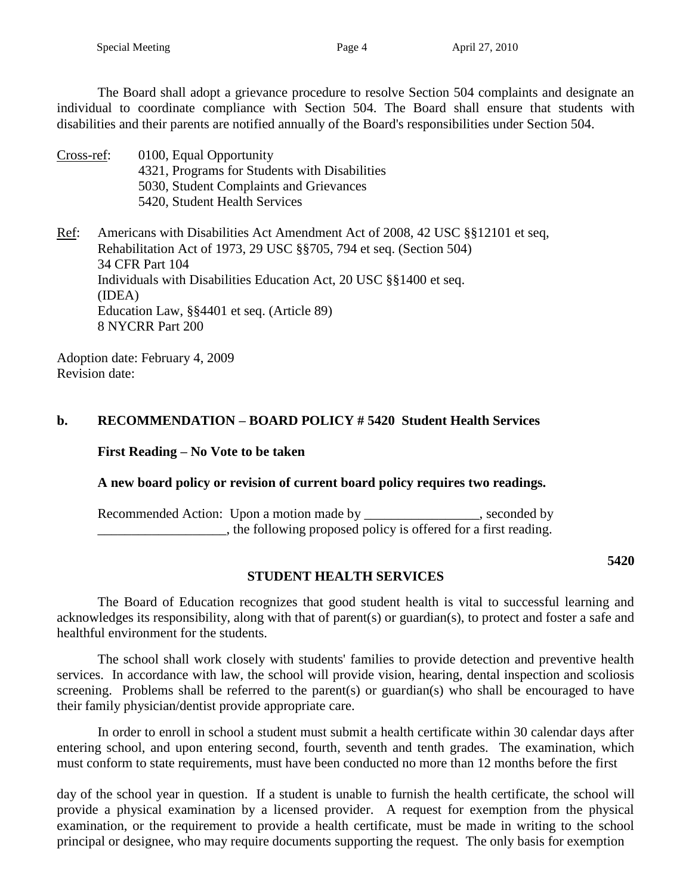The Board shall adopt a grievance procedure to resolve Section 504 complaints and designate an individual to coordinate compliance with Section 504. The Board shall ensure that students with disabilities and their parents are notified annually of the Board's responsibilities under Section 504.

Cross-ref: 0100, Equal Opportunity
4321, Programs for Students with Disabilities
5030, Student Complaints and Grievances
5420, Student Health Services

Ref: Americans with Disabilities Act Amendment Act of 2008, 42 USC §§12101 et seq,
Rehabilitation Act of 1973, 29 USC §§705, 794 et seq. (Section 504)
34 CFR Part 104
Individuals with Disabilities Education Act, 20 USC §§1400 et seq. (IDEA)
Education Law, §§4401 et seq. (Article 89)
8 NYCRR Part 200

Adoption date: February 4, 2009
Revision date:

**b. RECOMMENDATION – BOARD POLICY # 5420 Student Health Services**

**First Reading – No Vote to be taken**

**A new board policy or revision of current board policy requires two readings.**

Recommended Action: Upon a motion made by _________________, seconded by ___________________, the following proposed policy is offered for a first reading.

**5420**

**STUDENT HEALTH SERVICES**

The Board of Education recognizes that good student health is vital to successful learning and acknowledges its responsibility, along with that of parent(s) or guardian(s), to protect and foster a safe and healthful environment for the students.

The school shall work closely with students' families to provide detection and preventive health services. In accordance with law, the school will provide vision, hearing, dental inspection and scoliosis screening. Problems shall be referred to the parent(s) or guardian(s) who shall be encouraged to have their family physician/dentist provide appropriate care.

In order to enroll in school a student must submit a health certificate within 30 calendar days after entering school, and upon entering second, fourth, seventh and tenth grades. The examination, which must conform to state requirements, must have been conducted no more than 12 months before the first day of the school year in question. If a student is unable to furnish the health certificate, the school will provide a physical examination by a licensed provider. A request for exemption from the physical examination, or the requirement to provide a health certificate, must be made in writing to the school principal or designee, who may require documents supporting the request. The only basis for exemption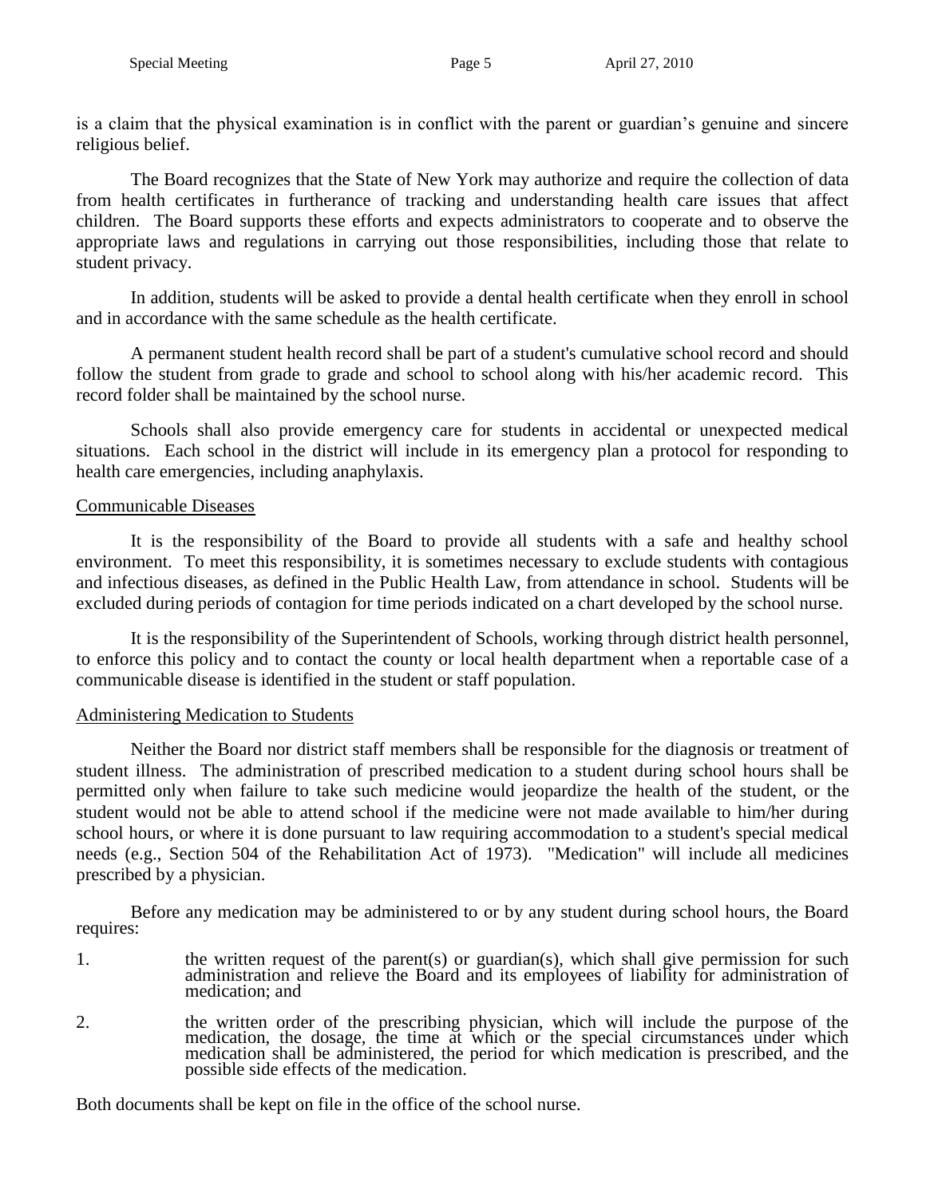is a claim that the physical examination is in conflict with the parent or guardian's genuine and sincere religious belief.

The Board recognizes that the State of New York may authorize and require the collection of data from health certificates in furtherance of tracking and understanding health care issues that affect children. The Board supports these efforts and expects administrators to cooperate and to observe the appropriate laws and regulations in carrying out those responsibilities, including those that relate to student privacy.

In addition, students will be asked to provide a dental health certificate when they enroll in school and in accordance with the same schedule as the health certificate.

A permanent student health record shall be part of a student's cumulative school record and should follow the student from grade to grade and school to school along with his/her academic record. This record folder shall be maintained by the school nurse.

Schools shall also provide emergency care for students in accidental or unexpected medical situations. Each school in the district will include in its emergency plan a protocol for responding to health care emergencies, including anaphylaxis.

## Communicable Diseases

It is the responsibility of the Board to provide all students with a safe and healthy school environment. To meet this responsibility, it is sometimes necessary to exclude students with contagious and infectious diseases, as defined in the Public Health Law, from attendance in school. Students will be excluded during periods of contagion for time periods indicated on a chart developed by the school nurse.

It is the responsibility of the Superintendent of Schools, working through district health personnel, to enforce this policy and to contact the county or local health department when a reportable case of a communicable disease is identified in the student or staff population.

## Administering Medication to Students

Neither the Board nor district staff members shall be responsible for the diagnosis or treatment of student illness. The administration of prescribed medication to a student during school hours shall be permitted only when failure to take such medicine would jeopardize the health of the student, or the student would not be able to attend school if the medicine were not made available to him/her during school hours, or where it is done pursuant to law requiring accommodation to a student's special medical needs (e.g., Section 504 of the Rehabilitation Act of 1973). "Medication" will include all medicines prescribed by a physician.

Before any medication may be administered to or by any student during school hours, the Board requires:

1. the written request of the parent(s) or guardian(s), which shall give permission for such administration and relieve the Board and its employees of liability for administration of medication; and
2. the written order of the prescribing physician, which will include the purpose of the medication, the dosage, the time at which or the special circumstances under which medication shall be administered, the period for which medication is prescribed, and the possible side effects of the medication.

Both documents shall be kept on file in the office of the school nurse.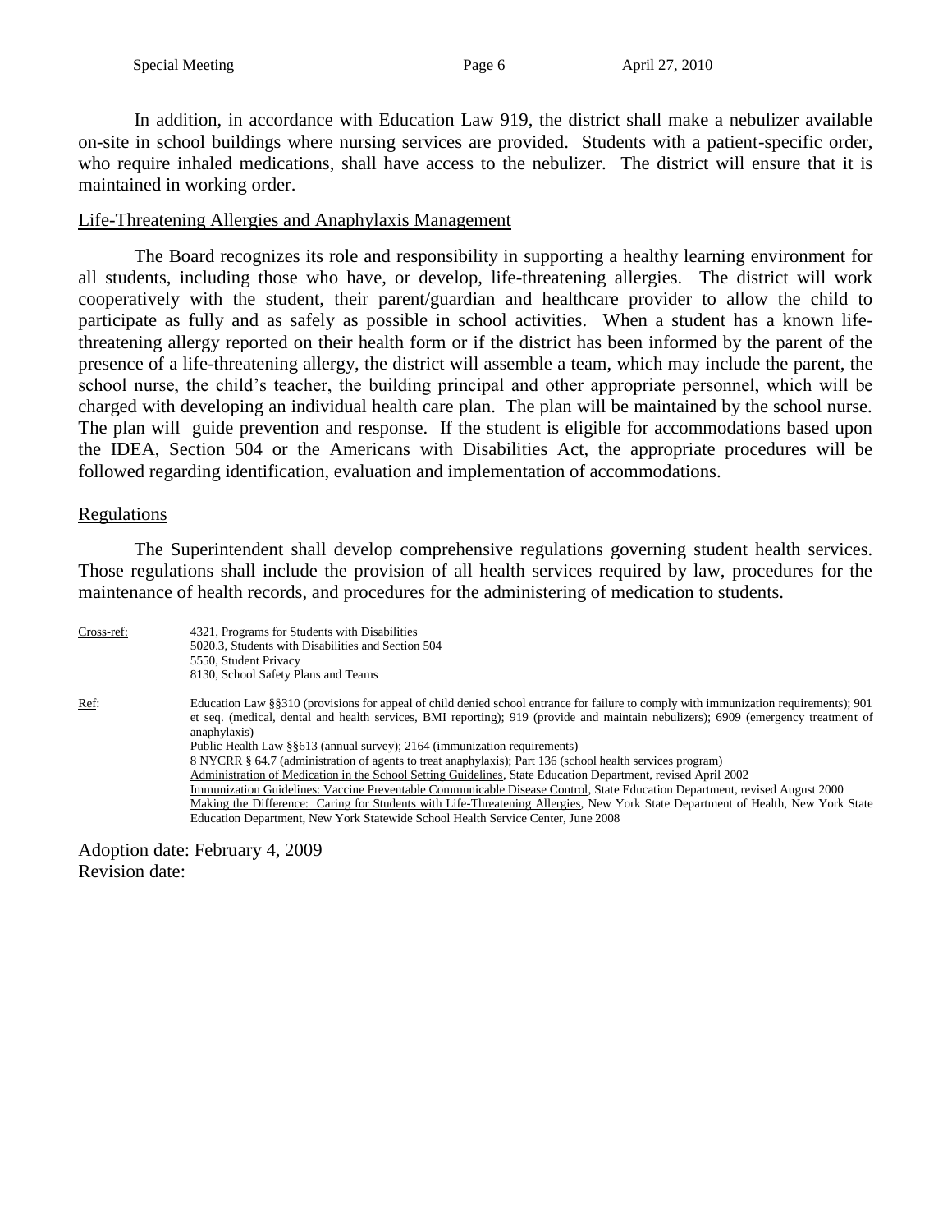In addition, in accordance with Education Law 919, the district shall make a nebulizer available on-site in school buildings where nursing services are provided. Students with a patient-specific order, who require inhaled medications, shall have access to the nebulizer. The district will ensure that it is maintained in working order.

Life-Threatening Allergies and Anaphylaxis Management

The Board recognizes its role and responsibility in supporting a healthy learning environment for all students, including those who have, or develop, life-threatening allergies. The district will work cooperatively with the student, their parent/guardian and healthcare provider to allow the child to participate as fully and as safely as possible in school activities. When a student has a known life-threatening allergy reported on their health form or if the district has been informed by the parent of the presence of a life-threatening allergy, the district will assemble a team, which may include the parent, the school nurse, the child's teacher, the building principal and other appropriate personnel, which will be charged with developing an individual health care plan. The plan will be maintained by the school nurse. The plan will guide prevention and response. If the student is eligible for accommodations based upon the IDEA, Section 504 or the Americans with Disabilities Act, the appropriate procedures will be followed regarding identification, evaluation and implementation of accommodations.

Regulations

The Superintendent shall develop comprehensive regulations governing student health services. Those regulations shall include the provision of all health services required by law, procedures for the maintenance of health records, and procedures for the administering of medication to students.

Cross-ref: 4321, Programs for Students with Disabilities
5020.3, Students with Disabilities and Section 504
5550, Student Privacy
8130, School Safety Plans and Teams

Ref: Education Law §§310 (provisions for appeal of child denied school entrance for failure to comply with immunization requirements); 901 et seq. (medical, dental and health services, BMI reporting); 919 (provide and maintain nebulizers); 6909 (emergency treatment of anaphylaxis)
Public Health Law §§613 (annual survey); 2164 (immunization requirements)
8 NYCRR § 64.7 (administration of agents to treat anaphylaxis); Part 136 (school health services program)
Administration of Medication in the School Setting Guidelines, State Education Department, revised April 2002
Immunization Guidelines: Vaccine Preventable Communicable Disease Control, State Education Department, revised August 2000
Making the Difference: Caring for Students with Life-Threatening Allergies, New York State Department of Health, New York State Education Department, New York Statewide School Health Service Center, June 2008

Adoption date: February 4, 2009
Revision date: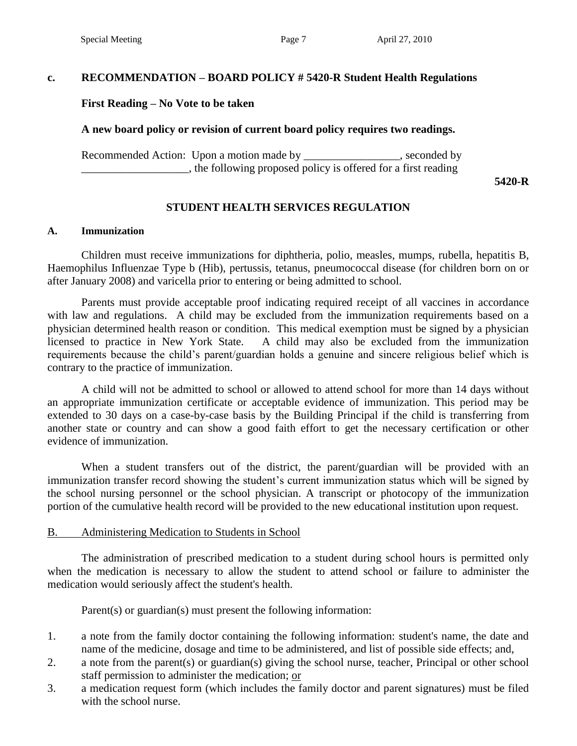## c. RECOMMENDATION – BOARD POLICY # 5420-R Student Health Regulations

**First Reading – No Vote to be taken**

**A new board policy or revision of current board policy requires two readings.**

Recommended Action: Upon a motion made by _________________, seconded by ___________________, the following proposed policy is offered for a first reading

**5420-R**

### STUDENT HEALTH SERVICES REGULATION

#### A. Immunization

Children must receive immunizations for diphtheria, polio, measles, mumps, rubella, hepatitis B, Haemophilus Influenzae Type b (Hib), pertussis, tetanus, pneumococcal disease (for children born on or after January 2008) and varicella prior to entering or being admitted to school.

Parents must provide acceptable proof indicating required receipt of all vaccines in accordance with law and regulations. A child may be excluded from the immunization requirements based on a physician determined health reason or condition. This medical exemption must be signed by a physician licensed to practice in New York State. A child may also be excluded from the immunization requirements because the child's parent/guardian holds a genuine and sincere religious belief which is contrary to the practice of immunization.

A child will not be admitted to school or allowed to attend school for more than 14 days without an appropriate immunization certificate or acceptable evidence of immunization. This period may be extended to 30 days on a case-by-case basis by the Building Principal if the child is transferring from another state or country and can show a good faith effort to get the necessary certification or other evidence of immunization.

When a student transfers out of the district, the parent/guardian will be provided with an immunization transfer record showing the student's current immunization status which will be signed by the school nursing personnel or the school physician. A transcript or photocopy of the immunization portion of the cumulative health record will be provided to the new educational institution upon request.

#### B. Administering Medication to Students in School

The administration of prescribed medication to a student during school hours is permitted only when the medication is necessary to allow the student to attend school or failure to administer the medication would seriously affect the student's health.

Parent(s) or guardian(s) must present the following information:

1. a note from the family doctor containing the following information: student's name, the date and name of the medicine, dosage and time to be administered, and list of possible side effects; and,
2. a note from the parent(s) or guardian(s) giving the school nurse, teacher, Principal or other school staff permission to administer the medication; or
3. a medication request form (which includes the family doctor and parent signatures) must be filed with the school nurse.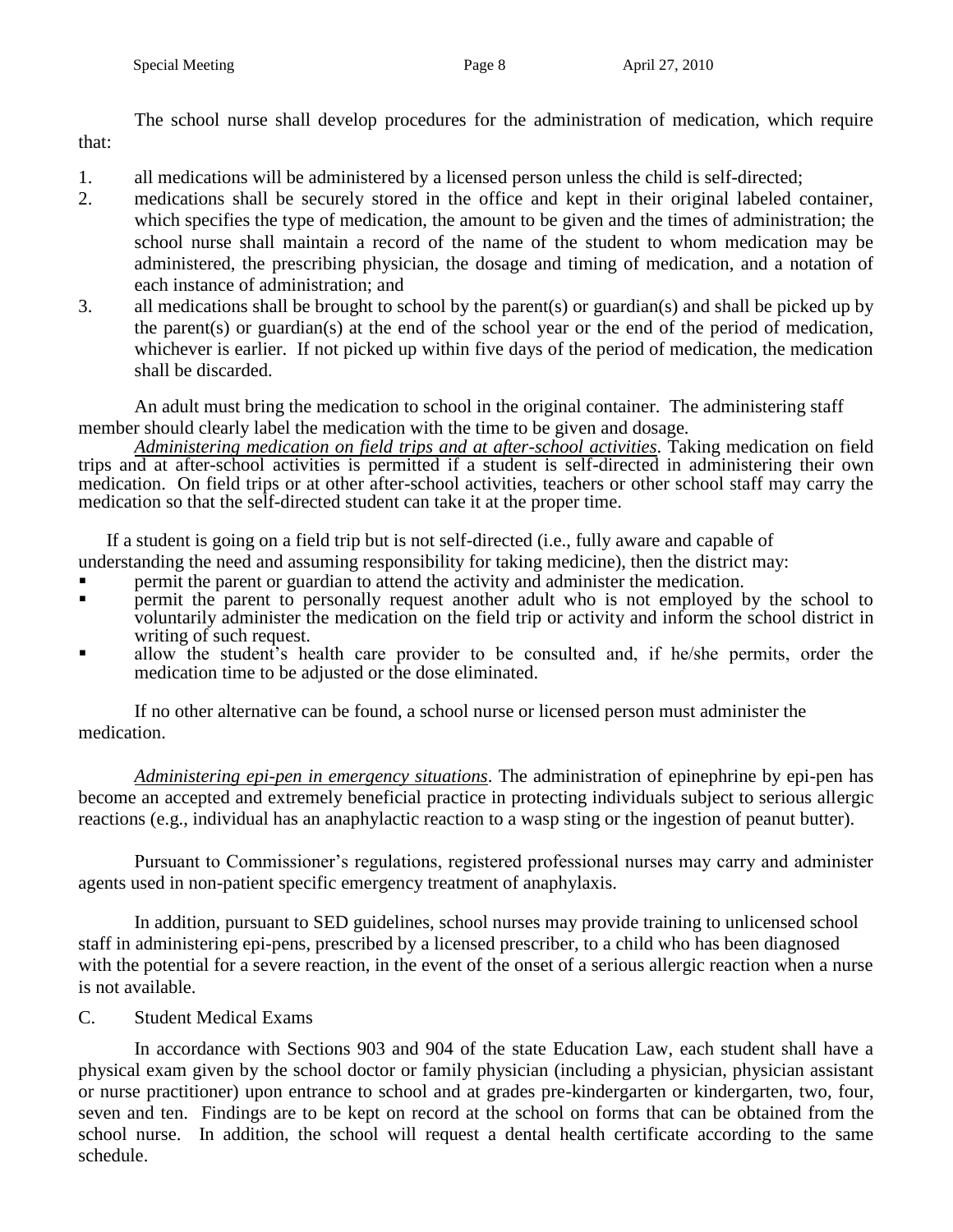The school nurse shall develop procedures for the administration of medication, which require that:

1. all medications will be administered by a licensed person unless the child is self-directed;
2. medications shall be securely stored in the office and kept in their original labeled container, which specifies the type of medication, the amount to be given and the times of administration; the school nurse shall maintain a record of the name of the student to whom medication may be administered, the prescribing physician, the dosage and timing of medication, and a notation of each instance of administration; and
3. all medications shall be brought to school by the parent(s) or guardian(s) and shall be picked up by the parent(s) or guardian(s) at the end of the school year or the end of the period of medication, whichever is earlier. If not picked up within five days of the period of medication, the medication shall be discarded.

An adult must bring the medication to school in the original container. The administering staff member should clearly label the medication with the time to be given and dosage.

*Administering medication on field trips and at after-school activities*. Taking medication on field trips and at after-school activities is permitted if a student is self-directed in administering their own medication. On field trips or at other after-school activities, teachers or other school staff may carry the medication so that the self-directed student can take it at the proper time.

If a student is going on a field trip but is not self-directed (i.e., fully aware and capable of understanding the need and assuming responsibility for taking medicine), then the district may:

- permit the parent or guardian to attend the activity and administer the medication.
- permit the parent to personally request another adult who is not employed by the school to voluntarily administer the medication on the field trip or activity and inform the school district in writing of such request.
- allow the student's health care provider to be consulted and, if he/she permits, order the medication time to be adjusted or the dose eliminated.

If no other alternative can be found, a school nurse or licensed person must administer the medication.

*Administering epi-pen in emergency situations*. The administration of epinephrine by epi-pen has become an accepted and extremely beneficial practice in protecting individuals subject to serious allergic reactions (e.g., individual has an anaphylactic reaction to a wasp sting or the ingestion of peanut butter).

Pursuant to Commissioner's regulations, registered professional nurses may carry and administer agents used in non-patient specific emergency treatment of anaphylaxis.

In addition, pursuant to SED guidelines, school nurses may provide training to unlicensed school staff in administering epi-pens, prescribed by a licensed prescriber, to a child who has been diagnosed with the potential for a severe reaction, in the event of the onset of a serious allergic reaction when a nurse is not available.

C. Student Medical Exams

In accordance with Sections 903 and 904 of the state Education Law, each student shall have a physical exam given by the school doctor or family physician (including a physician, physician assistant or nurse practitioner) upon entrance to school and at grades pre-kindergarten or kindergarten, two, four, seven and ten. Findings are to be kept on record at the school on forms that can be obtained from the school nurse. In addition, the school will request a dental health certificate according to the same schedule.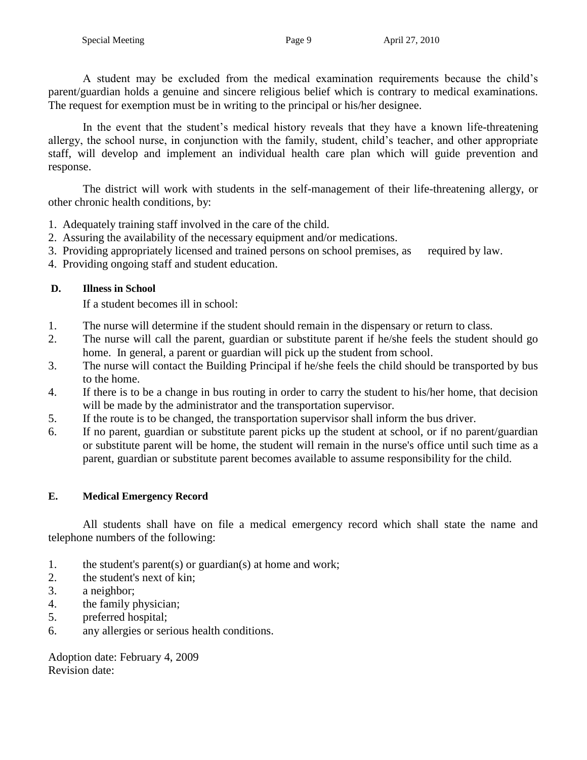A student may be excluded from the medical examination requirements because the child's parent/guardian holds a genuine and sincere religious belief which is contrary to medical examinations. The request for exemption must be in writing to the principal or his/her designee.

In the event that the student's medical history reveals that they have a known life-threatening allergy, the school nurse, in conjunction with the family, student, child's teacher, and other appropriate staff, will develop and implement an individual health care plan which will guide prevention and response.

The district will work with students in the self-management of their life-threatening allergy, or other chronic health conditions, by:

1. Adequately training staff involved in the care of the child.
2. Assuring the availability of the necessary equipment and/or medications.
3. Providing appropriately licensed and trained persons on school premises, as required by law.
4. Providing ongoing staff and student education.

**D. Illness in School**

If a student becomes ill in school:

1. The nurse will determine if the student should remain in the dispensary or return to class.
2. The nurse will call the parent, guardian or substitute parent if he/she feels the student should go home. In general, a parent or guardian will pick up the student from school.
3. The nurse will contact the Building Principal if he/she feels the child should be transported by bus to the home.
4. If there is to be a change in bus routing in order to carry the student to his/her home, that decision will be made by the administrator and the transportation supervisor.
5. If the route is to be changed, the transportation supervisor shall inform the bus driver.
6. If no parent, guardian or substitute parent picks up the student at school, or if no parent/guardian or substitute parent will be home, the student will remain in the nurse's office until such time as a parent, guardian or substitute parent becomes available to assume responsibility for the child.

**E. Medical Emergency Record**

All students shall have on file a medical emergency record which shall state the name and telephone numbers of the following:

1. the student's parent(s) or guardian(s) at home and work;
2. the student's next of kin;
3. a neighbor;
4. the family physician;
5. preferred hospital;
6. any allergies or serious health conditions.

Adoption date: February 4, 2009
Revision date: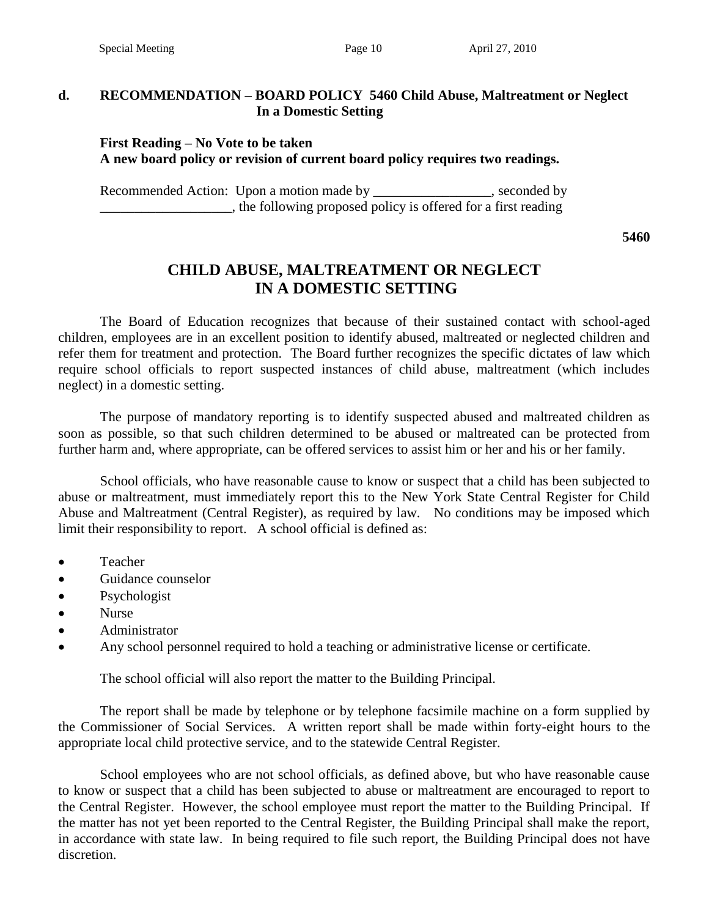**d. RECOMMENDATION – BOARD POLICY 5460 Child Abuse, Maltreatment or Neglect In a Domestic Setting**

**First Reading – No Vote to be taken**
**A new board policy or revision of current board policy requires two readings.**

Recommended Action: Upon a motion made by _________________, seconded by ___________________, the following proposed policy is offered for a first reading

**5460**

## CHILD ABUSE, MALTREATMENT OR NEGLECT IN A DOMESTIC SETTING

The Board of Education recognizes that because of their sustained contact with school-aged children, employees are in an excellent position to identify abused, maltreated or neglected children and refer them for treatment and protection. The Board further recognizes the specific dictates of law which require school officials to report suspected instances of child abuse, maltreatment (which includes neglect) in a domestic setting.

The purpose of mandatory reporting is to identify suspected abused and maltreated children as soon as possible, so that such children determined to be abused or maltreated can be protected from further harm and, where appropriate, can be offered services to assist him or her and his or her family.

School officials, who have reasonable cause to know or suspect that a child has been subjected to abuse or maltreatment, must immediately report this to the New York State Central Register for Child Abuse and Maltreatment (Central Register), as required by law. No conditions may be imposed which limit their responsibility to report. A school official is defined as:

- Teacher
- Guidance counselor
- Psychologist
- Nurse
- Administrator
- Any school personnel required to hold a teaching or administrative license or certificate.

The school official will also report the matter to the Building Principal.

The report shall be made by telephone or by telephone facsimile machine on a form supplied by the Commissioner of Social Services. A written report shall be made within forty-eight hours to the appropriate local child protective service, and to the statewide Central Register.

School employees who are not school officials, as defined above, but who have reasonable cause to know or suspect that a child has been subjected to abuse or maltreatment are encouraged to report to the Central Register. However, the school employee must report the matter to the Building Principal. If the matter has not yet been reported to the Central Register, the Building Principal shall make the report, in accordance with state law. In being required to file such report, the Building Principal does not have discretion.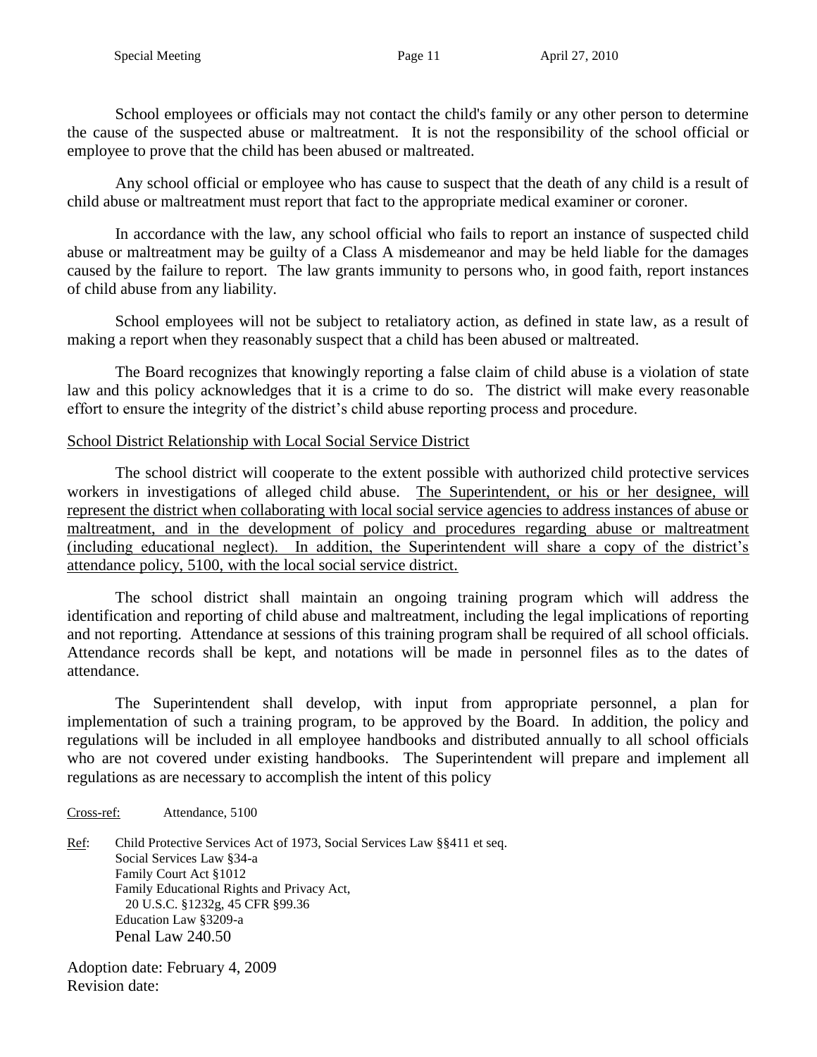School employees or officials may not contact the child's family or any other person to determine the cause of the suspected abuse or maltreatment. It is not the responsibility of the school official or employee to prove that the child has been abused or maltreated.

Any school official or employee who has cause to suspect that the death of any child is a result of child abuse or maltreatment must report that fact to the appropriate medical examiner or coroner.

In accordance with the law, any school official who fails to report an instance of suspected child abuse or maltreatment may be guilty of a Class A misdemeanor and may be held liable for the damages caused by the failure to report. The law grants immunity to persons who, in good faith, report instances of child abuse from any liability.

School employees will not be subject to retaliatory action, as defined in state law, as a result of making a report when they reasonably suspect that a child has been abused or maltreated.

The Board recognizes that knowingly reporting a false claim of child abuse is a violation of state law and this policy acknowledges that it is a crime to do so. The district will make every reasonable effort to ensure the integrity of the district's child abuse reporting process and procedure.

<u>School District Relationship with Local Social Service District</u>

The school district will cooperate to the extent possible with authorized child protective services workers in investigations of alleged child abuse. <u>The Superintendent, or his or her designee, will represent the district when collaborating with local social service agencies to address instances of abuse or maltreatment, and in the development of policy and procedures regarding abuse or maltreatment (including educational neglect). In addition, the Superintendent will share a copy of the district's attendance policy, 5100, with the local social service district.</u>

The school district shall maintain an ongoing training program which will address the identification and reporting of child abuse and maltreatment, including the legal implications of reporting and not reporting. Attendance at sessions of this training program shall be required of all school officials. Attendance records shall be kept, and notations will be made in personnel files as to the dates of attendance.

The Superintendent shall develop, with input from appropriate personnel, a plan for implementation of such a training program, to be approved by the Board. In addition, the policy and regulations will be included in all employee handbooks and distributed annually to all school officials who are not covered under existing handbooks. The Superintendent will prepare and implement all regulations as are necessary to accomplish the intent of this policy

<u>Cross-ref:</u> Attendance, 5100

<u>Ref</u>: Child Protective Services Act of 1973, Social Services Law §§411 et seq.
Social Services Law §34-a
Family Court Act §1012
Family Educational Rights and Privacy Act,
20 U.S.C. §1232g, 45 CFR §99.36
Education Law §3209-a
Penal Law 240.50

Adoption date: February 4, 2009
Revision date: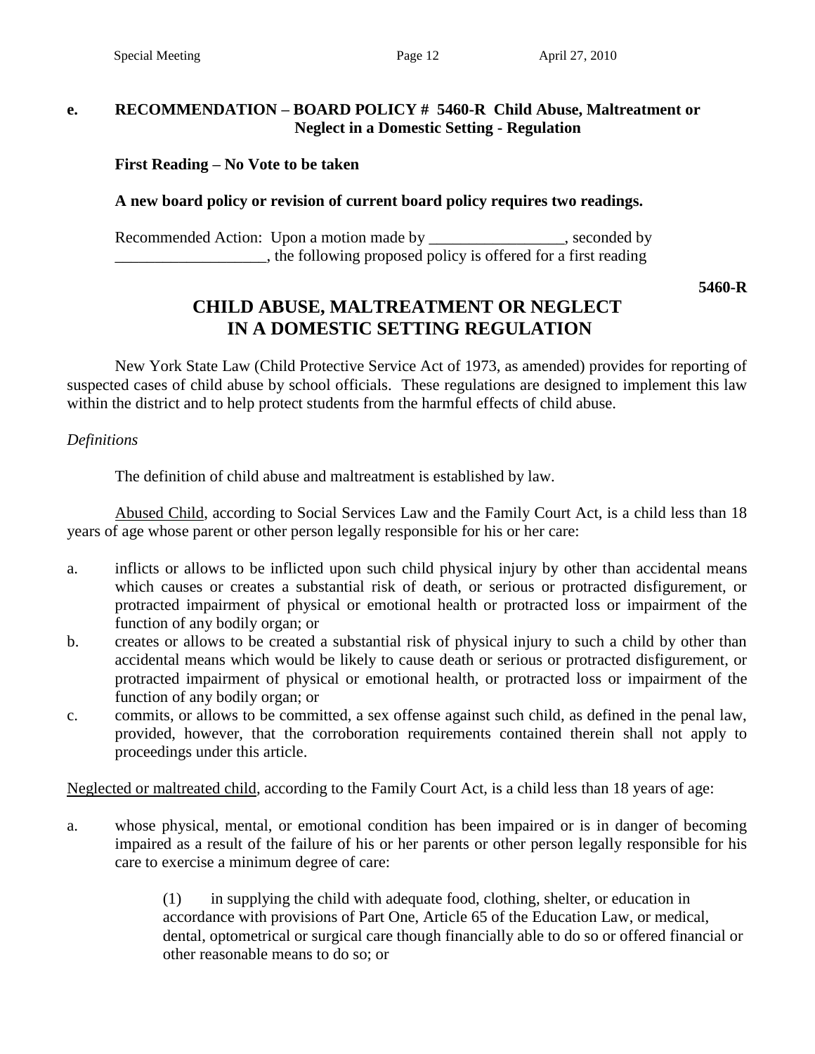**e. RECOMMENDATION – BOARD POLICY # 5460-R Child Abuse, Maltreatment or Neglect in a Domestic Setting - Regulation**

**First Reading – No Vote to be taken**

**A new board policy or revision of current board policy requires two readings.**

Recommended Action: Upon a motion made by _________________, seconded by ___________________, the following proposed policy is offered for a first reading

**5460-R**

## CHILD ABUSE, MALTREATMENT OR NEGLECT IN A DOMESTIC SETTING REGULATION

New York State Law (Child Protective Service Act of 1973, as amended) provides for reporting of suspected cases of child abuse by school officials. These regulations are designed to implement this law within the district and to help protect students from the harmful effects of child abuse.

*Definitions*

The definition of child abuse and maltreatment is established by law.

<u>Abused Child</u>, according to Social Services Law and the Family Court Act, is a child less than 18 years of age whose parent or other person legally responsible for his or her care:

a. inflicts or allows to be inflicted upon such child physical injury by other than accidental means which causes or creates a substantial risk of death, or serious or protracted disfigurement, or protracted impairment of physical or emotional health or protracted loss or impairment of the function of any bodily organ; or
b. creates or allows to be created a substantial risk of physical injury to such a child by other than accidental means which would be likely to cause death or serious or protracted disfigurement, or protracted impairment of physical or emotional health, or protracted loss or impairment of the function of any bodily organ; or
c. commits, or allows to be committed, a sex offense against such child, as defined in the penal law, provided, however, that the corroboration requirements contained therein shall not apply to proceedings under this article.

<u>Neglected or maltreated child</u>, according to the Family Court Act, is a child less than 18 years of age:

a. whose physical, mental, or emotional condition has been impaired or is in danger of becoming impaired as a result of the failure of his or her parents or other person legally responsible for his care to exercise a minimum degree of care:

   (1) in supplying the child with adequate food, clothing, shelter, or education in accordance with provisions of Part One, Article 65 of the Education Law, or medical, dental, optometrical or surgical care though financially able to do so or offered financial or other reasonable means to do so; or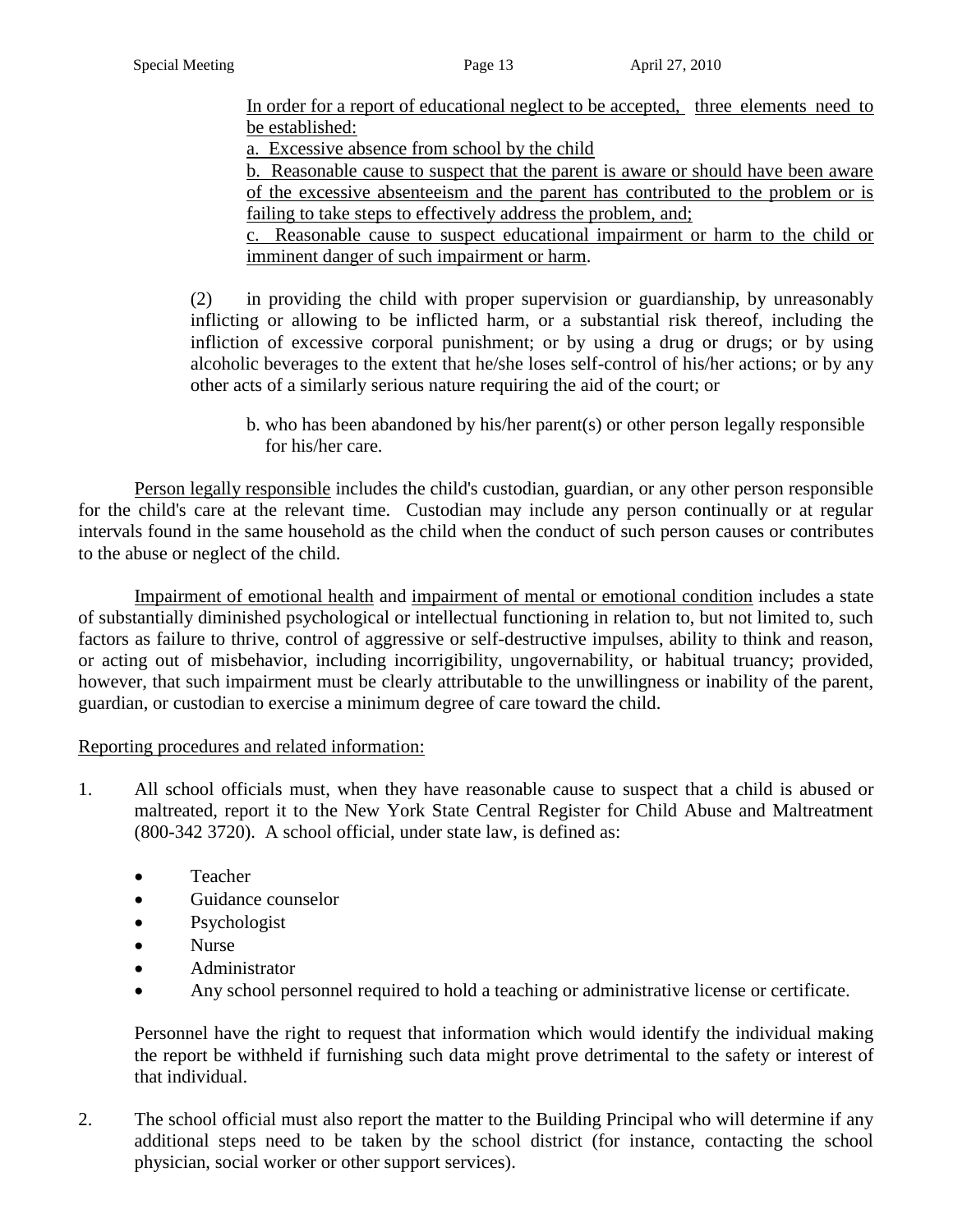In order for a report of educational neglect to be accepted, three elements need to be established:

a. Excessive absence from school by the child

b. Reasonable cause to suspect that the parent is aware or should have been aware of the excessive absenteeism and the parent has contributed to the problem or is failing to take steps to effectively address the problem, and;

c. Reasonable cause to suspect educational impairment or harm to the child or imminent danger of such impairment or harm.

(2) in providing the child with proper supervision or guardianship, by unreasonably inflicting or allowing to be inflicted harm, or a substantial risk thereof, including the infliction of excessive corporal punishment; or by using a drug or drugs; or by using alcoholic beverages to the extent that he/she loses self-control of his/her actions; or by any other acts of a similarly serious nature requiring the aid of the court; or

b. who has been abandoned by his/her parent(s) or other person legally responsible for his/her care.

Person legally responsible includes the child's custodian, guardian, or any other person responsible for the child's care at the relevant time. Custodian may include any person continually or at regular intervals found in the same household as the child when the conduct of such person causes or contributes to the abuse or neglect of the child.

Impairment of emotional health and impairment of mental or emotional condition includes a state of substantially diminished psychological or intellectual functioning in relation to, but not limited to, such factors as failure to thrive, control of aggressive or self-destructive impulses, ability to think and reason, or acting out of misbehavior, including incorrigibility, ungovernability, or habitual truancy; provided, however, that such impairment must be clearly attributable to the unwillingness or inability of the parent, guardian, or custodian to exercise a minimum degree of care toward the child.

Reporting procedures and related information:

1. All school officials must, when they have reasonable cause to suspect that a child is abused or maltreated, report it to the New York State Central Register for Child Abuse and Maltreatment (800-342 3720). A school official, under state law, is defined as:

   - Teacher
   - Guidance counselor
   - Psychologist
   - Nurse
   - Administrator
   - Any school personnel required to hold a teaching or administrative license or certificate.

   Personnel have the right to request that information which would identify the individual making the report be withheld if furnishing such data might prove detrimental to the safety or interest of that individual.

2. The school official must also report the matter to the Building Principal who will determine if any additional steps need to be taken by the school district (for instance, contacting the school physician, social worker or other support services).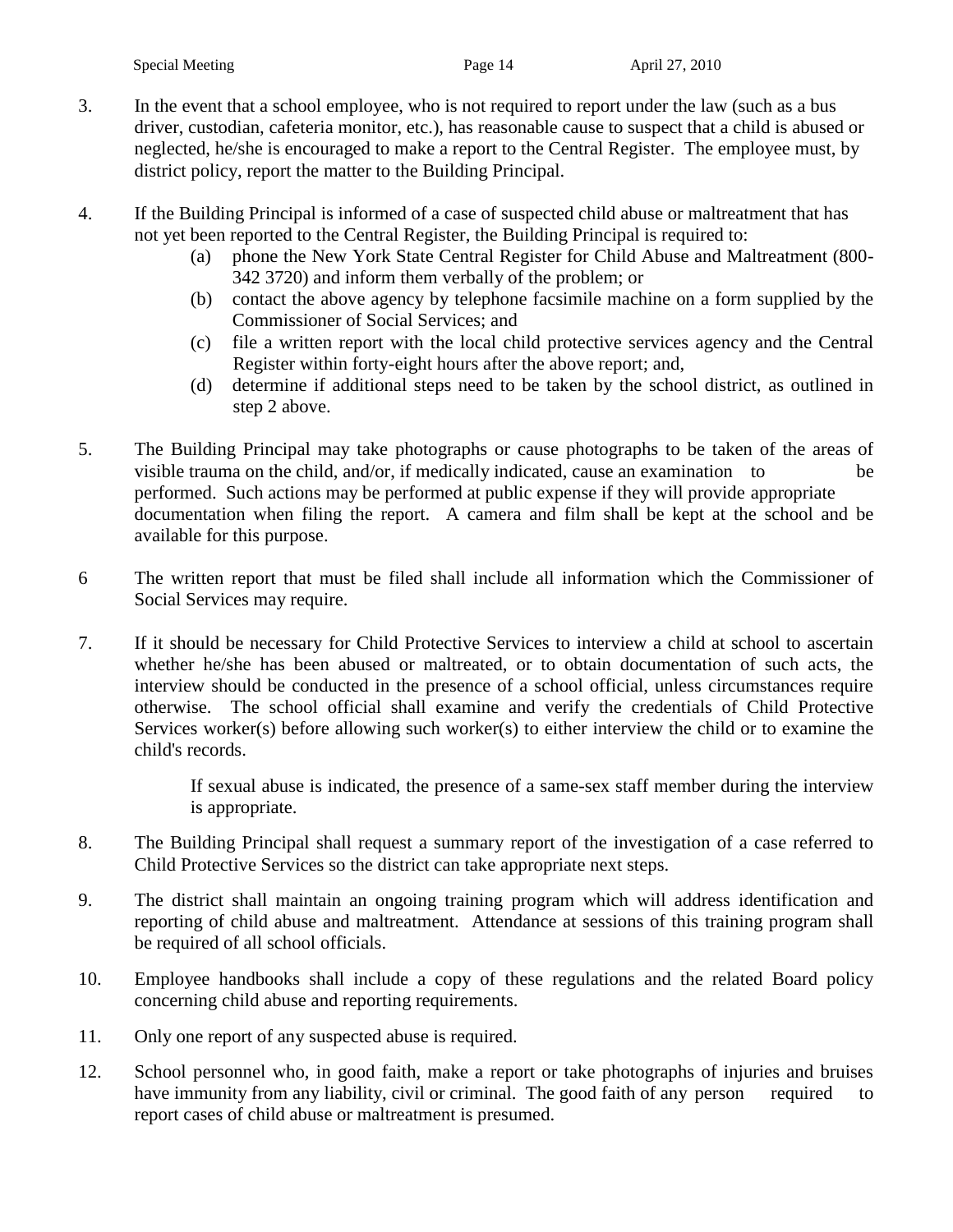3. In the event that a school employee, who is not required to report under the law (such as a bus driver, custodian, cafeteria monitor, etc.), has reasonable cause to suspect that a child is abused or neglected, he/she is encouraged to make a report to the Central Register. The employee must, by district policy, report the matter to the Building Principal.

4. If the Building Principal is informed of a case of suspected child abuse or maltreatment that has not yet been reported to the Central Register, the Building Principal is required to:
   (a) phone the New York State Central Register for Child Abuse and Maltreatment (800-342 3720) and inform them verbally of the problem; or
   (b) contact the above agency by telephone facsimile machine on a form supplied by the Commissioner of Social Services; and
   (c) file a written report with the local child protective services agency and the Central Register within forty-eight hours after the above report; and,
   (d) determine if additional steps need to be taken by the school district, as outlined in step 2 above.

5. The Building Principal may take photographs or cause photographs to be taken of the areas of visible trauma on the child, and/or, if medically indicated, cause an examination to be performed. Such actions may be performed at public expense if they will provide appropriate documentation when filing the report. A camera and film shall be kept at the school and be available for this purpose.

6 The written report that must be filed shall include all information which the Commissioner of Social Services may require.

7. If it should be necessary for Child Protective Services to interview a child at school to ascertain whether he/she has been abused or maltreated, or to obtain documentation of such acts, the interview should be conducted in the presence of a school official, unless circumstances require otherwise. The school official shall examine and verify the credentials of Child Protective Services worker(s) before allowing such worker(s) to either interview the child or to examine the child's records.

   If sexual abuse is indicated, the presence of a same-sex staff member during the interview is appropriate.

8. The Building Principal shall request a summary report of the investigation of a case referred to Child Protective Services so the district can take appropriate next steps.

9. The district shall maintain an ongoing training program which will address identification and reporting of child abuse and maltreatment. Attendance at sessions of this training program shall be required of all school officials.

10. Employee handbooks shall include a copy of these regulations and the related Board policy concerning child abuse and reporting requirements.

11. Only one report of any suspected abuse is required.

12. School personnel who, in good faith, make a report or take photographs of injuries and bruises have immunity from any liability, civil or criminal. The good faith of any person required to report cases of child abuse or maltreatment is presumed.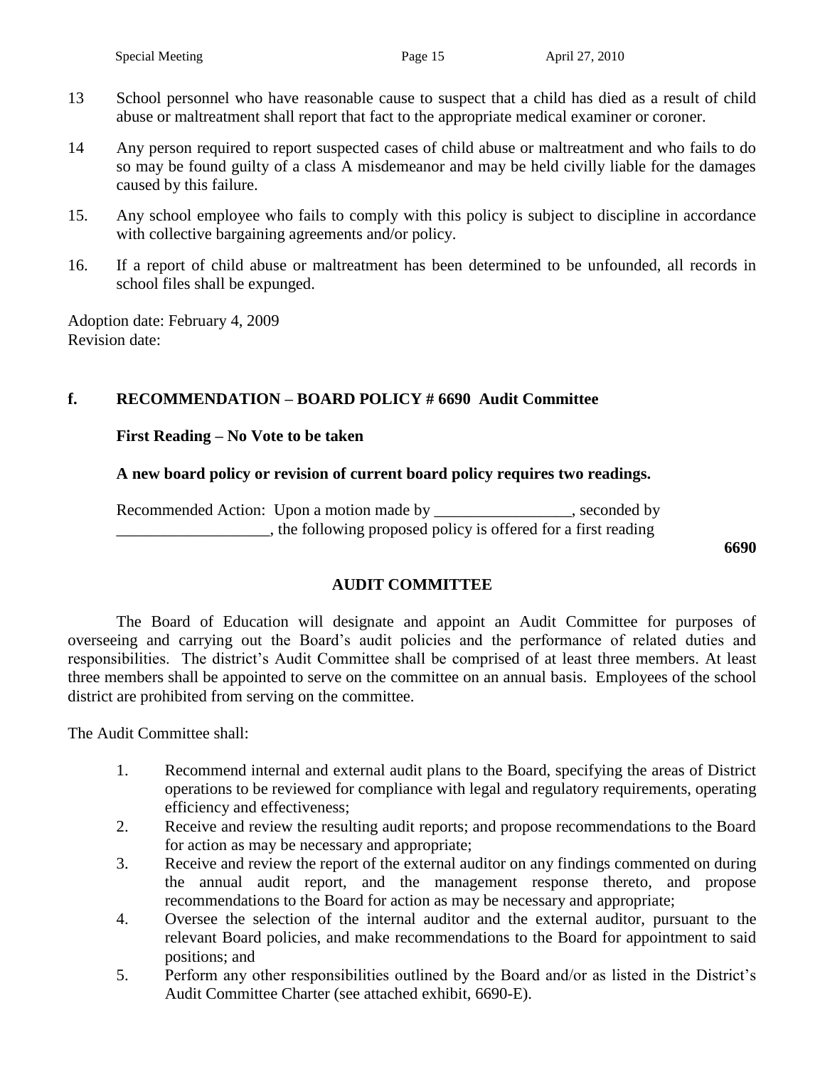13 School personnel who have reasonable cause to suspect that a child has died as a result of child abuse or maltreatment shall report that fact to the appropriate medical examiner or coroner.

14 Any person required to report suspected cases of child abuse or maltreatment and who fails to do so may be found guilty of a class A misdemeanor and may be held civilly liable for the damages caused by this failure.

15. Any school employee who fails to comply with this policy is subject to discipline in accordance with collective bargaining agreements and/or policy.

16. If a report of child abuse or maltreatment has been determined to be unfounded, all records in school files shall be expunged.

Adoption date: February 4, 2009
Revision date:

**f. RECOMMENDATION – BOARD POLICY # 6690 Audit Committee**

**First Reading – No Vote to be taken**

**A new board policy or revision of current board policy requires two readings.**

Recommended Action: Upon a motion made by _________________, seconded by ___________________, the following proposed policy is offered for a first reading

**6690**

**AUDIT COMMITTEE**

The Board of Education will designate and appoint an Audit Committee for purposes of overseeing and carrying out the Board's audit policies and the performance of related duties and responsibilities. The district's Audit Committee shall be comprised of at least three members. At least three members shall be appointed to serve on the committee on an annual basis. Employees of the school district are prohibited from serving on the committee.

The Audit Committee shall:

1. Recommend internal and external audit plans to the Board, specifying the areas of District operations to be reviewed for compliance with legal and regulatory requirements, operating efficiency and effectiveness;
2. Receive and review the resulting audit reports; and propose recommendations to the Board for action as may be necessary and appropriate;
3. Receive and review the report of the external auditor on any findings commented on during the annual audit report, and the management response thereto, and propose recommendations to the Board for action as may be necessary and appropriate;
4. Oversee the selection of the internal auditor and the external auditor, pursuant to the relevant Board policies, and make recommendations to the Board for appointment to said positions; and
5. Perform any other responsibilities outlined by the Board and/or as listed in the District's Audit Committee Charter (see attached exhibit, 6690-E).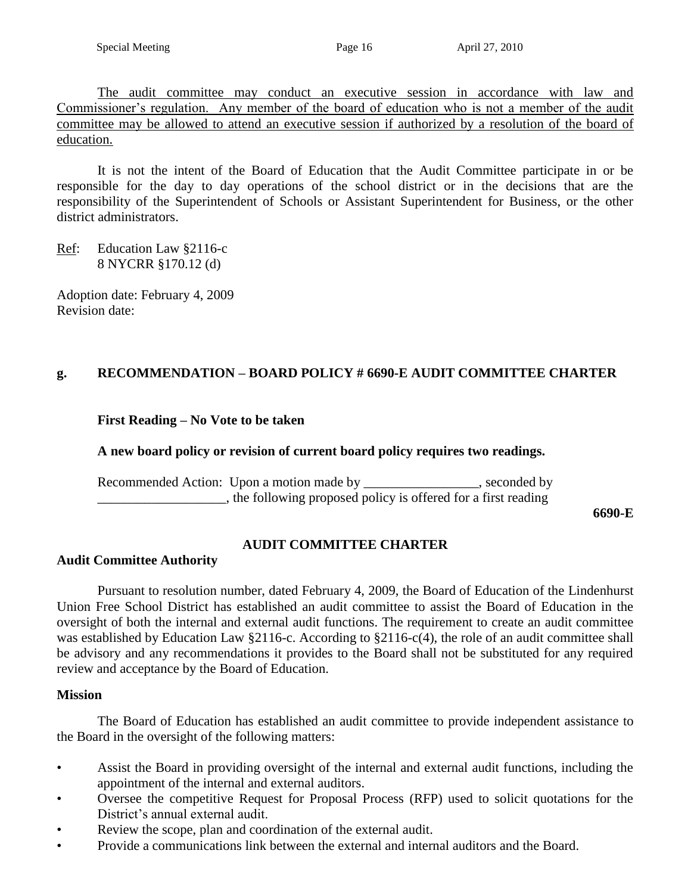<u>The audit committee may conduct an executive session in accordance with law and Commissioner's regulation. Any member of the board of education who is not a member of the audit committee may be allowed to attend an executive session if authorized by a resolution of the board of education.</u>

It is not the intent of the Board of Education that the Audit Committee participate in or be responsible for the day to day operations of the school district or in the decisions that are the responsibility of the Superintendent of Schools or Assistant Superintendent for Business, or the other district administrators.

<u>Ref</u>: Education Law §2116-c
8 NYCRR §170.12 (d)

Adoption date: February 4, 2009
Revision date:

## g. RECOMMENDATION – BOARD POLICY # 6690-E AUDIT COMMITTEE CHARTER

**First Reading – No Vote to be taken**

**A new board policy or revision of current board policy requires two readings.**

Recommended Action: Upon a motion made by _________________, seconded by ___________________, the following proposed policy is offered for a first reading

**6690-E**

### AUDIT COMMITTEE CHARTER

**Audit Committee Authority**

Pursuant to resolution number, dated February 4, 2009, the Board of Education of the Lindenhurst Union Free School District has established an audit committee to assist the Board of Education in the oversight of both the internal and external audit functions. The requirement to create an audit committee was established by Education Law §2116-c. According to §2116-c(4), the role of an audit committee shall be advisory and any recommendations it provides to the Board shall not be substituted for any required review and acceptance by the Board of Education.

**Mission**

The Board of Education has established an audit committee to provide independent assistance to the Board in the oversight of the following matters:

- Assist the Board in providing oversight of the internal and external audit functions, including the appointment of the internal and external auditors.
- Oversee the competitive Request for Proposal Process (RFP) used to solicit quotations for the District's annual external audit.
- Review the scope, plan and coordination of the external audit.
- Provide a communications link between the external and internal auditors and the Board.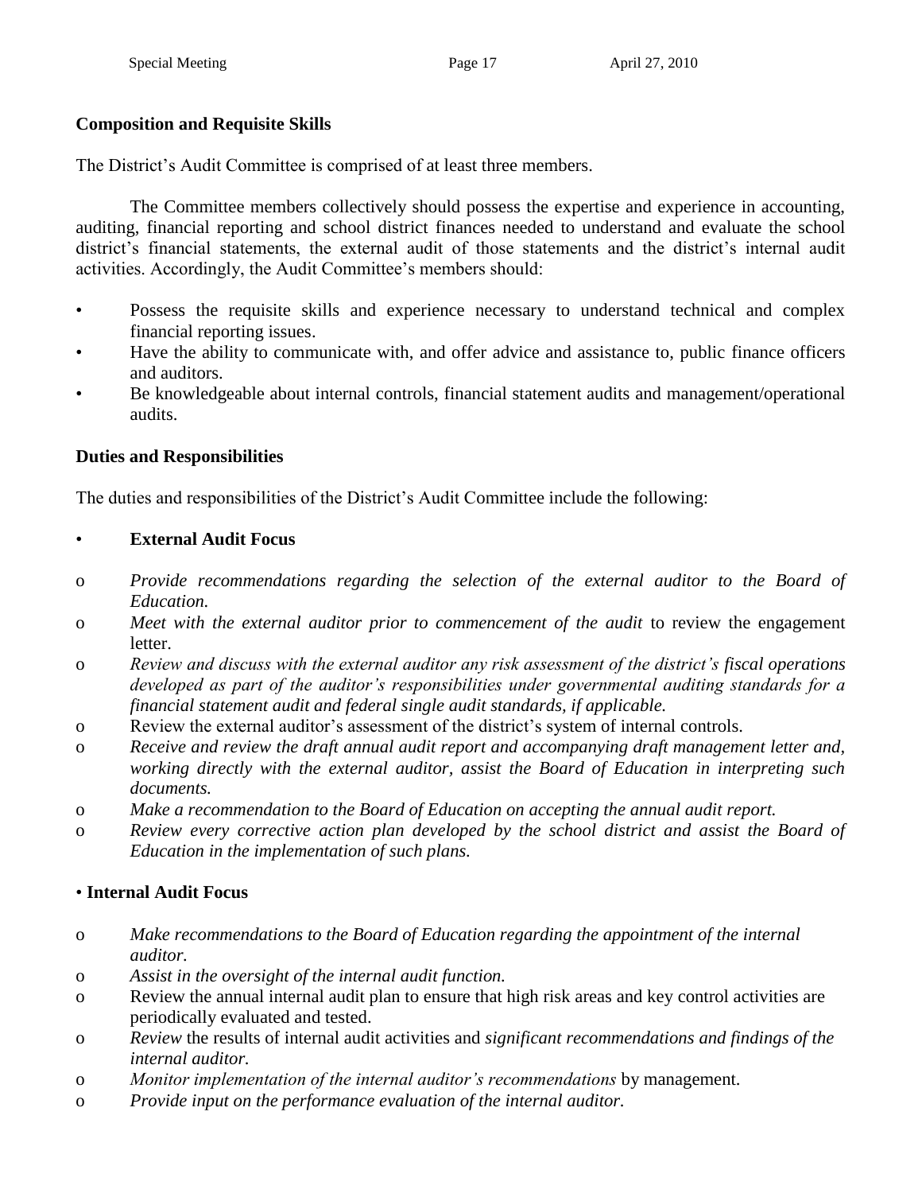**Composition and Requisite Skills**

The District's Audit Committee is comprised of at least three members.

The Committee members collectively should possess the expertise and experience in accounting, auditing, financial reporting and school district finances needed to understand and evaluate the school district's financial statements, the external audit of those statements and the district's internal audit activities. Accordingly, the Audit Committee's members should:

- Possess the requisite skills and experience necessary to understand technical and complex financial reporting issues.
- Have the ability to communicate with, and offer advice and assistance to, public finance officers and auditors.
- Be knowledgeable about internal controls, financial statement audits and management/operational audits.

**Duties and Responsibilities**

The duties and responsibilities of the District's Audit Committee include the following:

- **External Audit Focus**
  - *Provide recommendations regarding the selection of the external auditor to the Board of Education.*
  - *Meet with the external auditor prior to commencement of the audit* to review the engagement letter.
  - *Review and discuss with the external auditor any risk assessment of the district's fiscal operations developed as part of the auditor's responsibilities under governmental auditing standards for a financial statement audit and federal single audit standards, if applicable.*
  - Review the external auditor's assessment of the district's system of internal controls.
  - *Receive and review the draft annual audit report and accompanying draft management letter and, working directly with the external auditor, assist the Board of Education in interpreting such documents.*
  - *Make a recommendation to the Board of Education on accepting the annual audit report.*
  - *Review every corrective action plan developed by the school district and assist the Board of Education in the implementation of such plans.*

- **Internal Audit Focus**
  - *Make recommendations to the Board of Education regarding the appointment of the internal auditor.*
  - *Assist in the oversight of the internal audit function.*
  - Review the annual internal audit plan to ensure that high risk areas and key control activities are periodically evaluated and tested.
  - *Review* the results of internal audit activities and *significant recommendations and findings of the internal auditor.*
  - *Monitor implementation of the internal auditor's recommendations* by management.
  - *Provide input on the performance evaluation of the internal auditor.*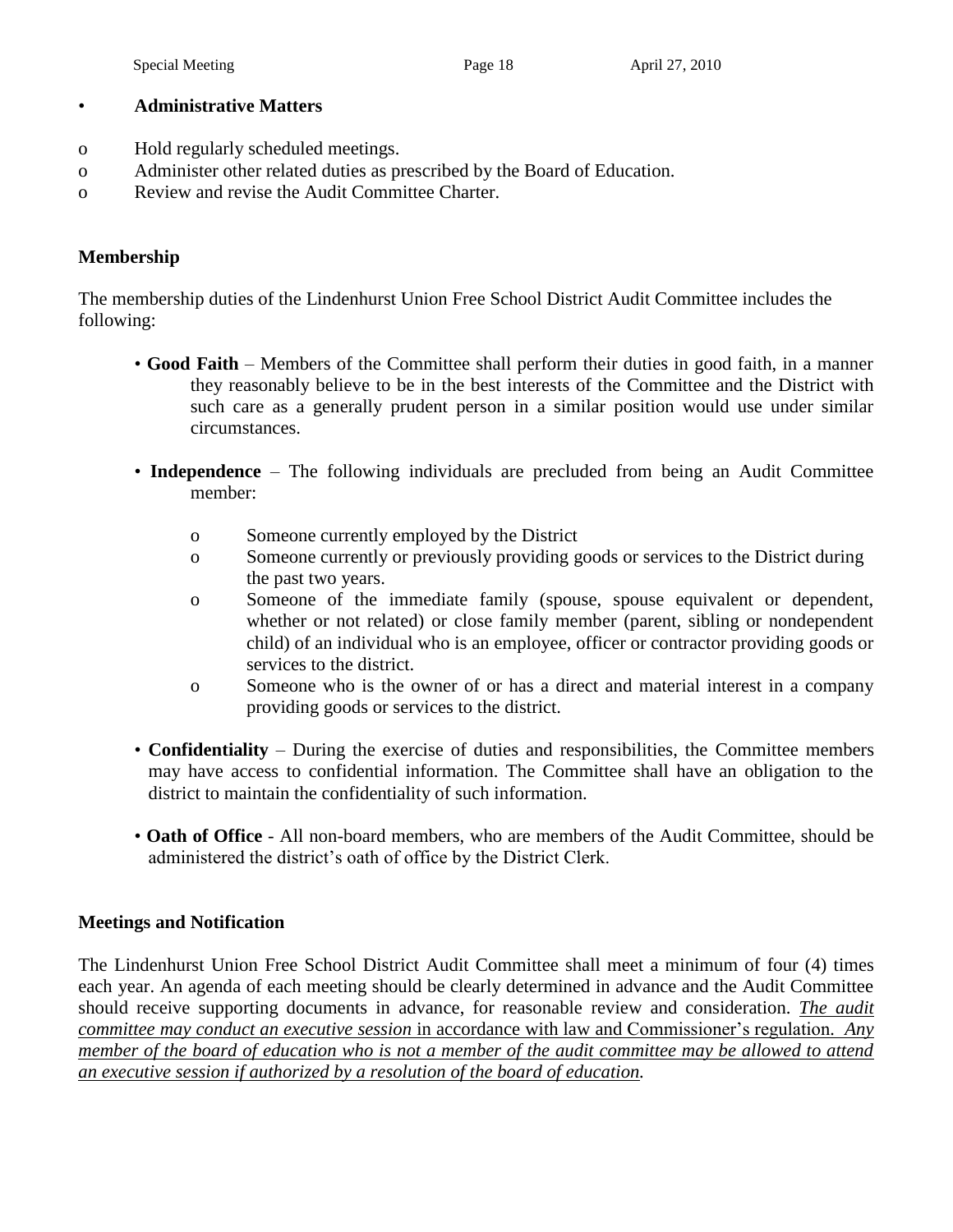- **Administrative Matters**
  - Hold regularly scheduled meetings.
  - Administer other related duties as prescribed by the Board of Education.
  - Review and revise the Audit Committee Charter.

**Membership**

The membership duties of the Lindenhurst Union Free School District Audit Committee includes the following:

- **Good Faith** – Members of the Committee shall perform their duties in good faith, in a manner they reasonably believe to be in the best interests of the Committee and the District with such care as a generally prudent person in a similar position would use under similar circumstances.

- **Independence** – The following individuals are precluded from being an Audit Committee member:
  - Someone currently employed by the District
  - Someone currently or previously providing goods or services to the District during the past two years.
  - Someone of the immediate family (spouse, spouse equivalent or dependent, whether or not related) or close family member (parent, sibling or nondependent child) of an individual who is an employee, officer or contractor providing goods or services to the district.
  - Someone who is the owner of or has a direct and material interest in a company providing goods or services to the district.

- **Confidentiality** – During the exercise of duties and responsibilities, the Committee members may have access to confidential information. The Committee shall have an obligation to the district to maintain the confidentiality of such information.

- **Oath of Office** - All non-board members, who are members of the Audit Committee, should be administered the district's oath of office by the District Clerk.

**Meetings and Notification**

The Lindenhurst Union Free School District Audit Committee shall meet a minimum of four (4) times each year. An agenda of each meeting should be clearly determined in advance and the Audit Committee should receive supporting documents in advance, for reasonable review and consideration. <u>*The audit committee may conduct an executive session* in accordance with law and Commissioner's regulation. *Any member of the board of education who is not a member of the audit committee may be allowed to attend an executive session if authorized by a resolution of the board of education.*</u>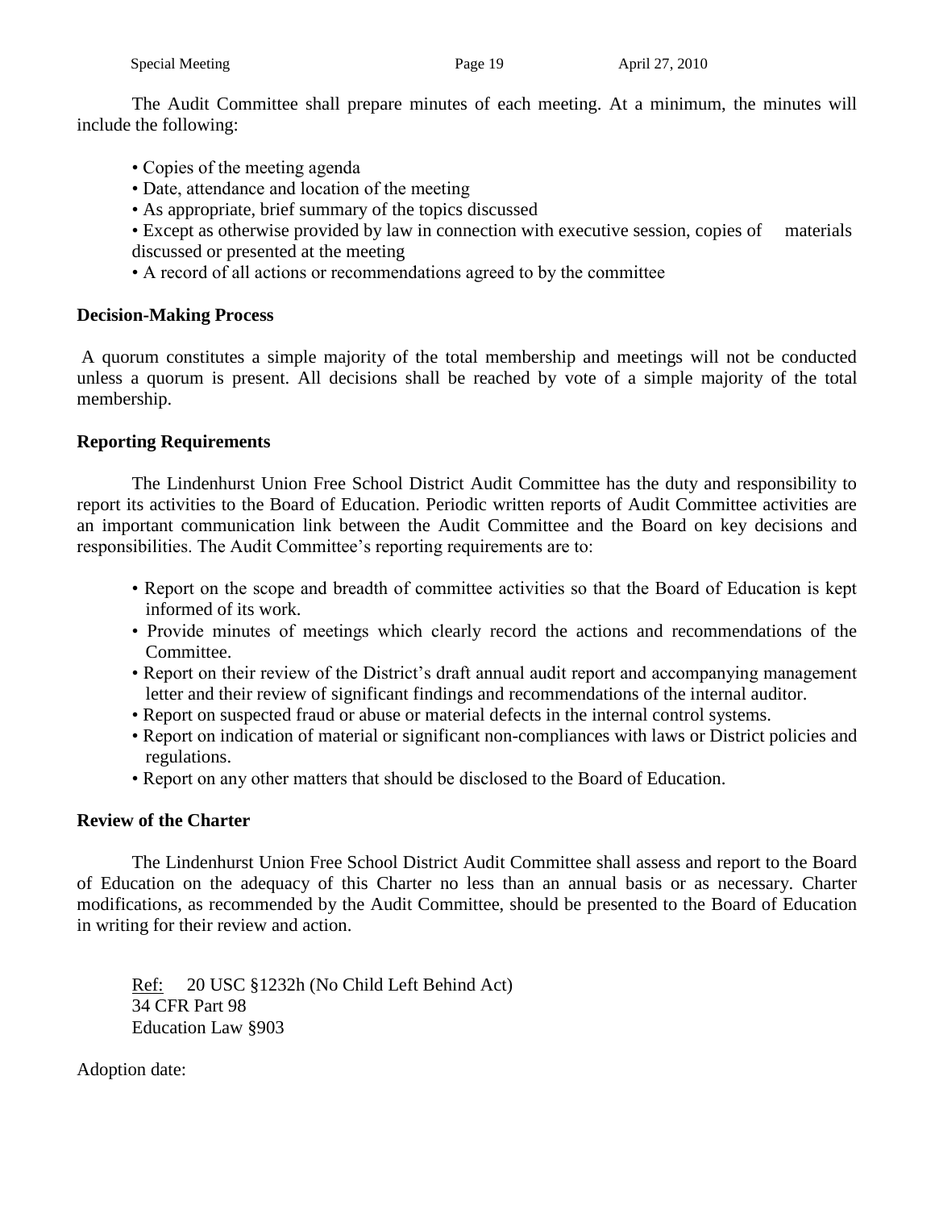The Audit Committee shall prepare minutes of each meeting. At a minimum, the minutes will include the following:

- Copies of the meeting agenda
- Date, attendance and location of the meeting
- As appropriate, brief summary of the topics discussed
- Except as otherwise provided by law in connection with executive session, copies of materials discussed or presented at the meeting
- A record of all actions or recommendations agreed to by the committee

**Decision-Making Process**

A quorum constitutes a simple majority of the total membership and meetings will not be conducted unless a quorum is present. All decisions shall be reached by vote of a simple majority of the total membership.

**Reporting Requirements**

The Lindenhurst Union Free School District Audit Committee has the duty and responsibility to report its activities to the Board of Education. Periodic written reports of Audit Committee activities are an important communication link between the Audit Committee and the Board on key decisions and responsibilities. The Audit Committee's reporting requirements are to:

- Report on the scope and breadth of committee activities so that the Board of Education is kept informed of its work.
- Provide minutes of meetings which clearly record the actions and recommendations of the Committee.
- Report on their review of the District's draft annual audit report and accompanying management letter and their review of significant findings and recommendations of the internal auditor.
- Report on suspected fraud or abuse or material defects in the internal control systems.
- Report on indication of material or significant non-compliances with laws or District policies and regulations.
- Report on any other matters that should be disclosed to the Board of Education.

**Review of the Charter**

The Lindenhurst Union Free School District Audit Committee shall assess and report to the Board of Education on the adequacy of this Charter no less than an annual basis or as necessary. Charter modifications, as recommended by the Audit Committee, should be presented to the Board of Education in writing for their review and action.

Ref: 20 USC §1232h (No Child Left Behind Act)
34 CFR Part 98
Education Law §903

Adoption date: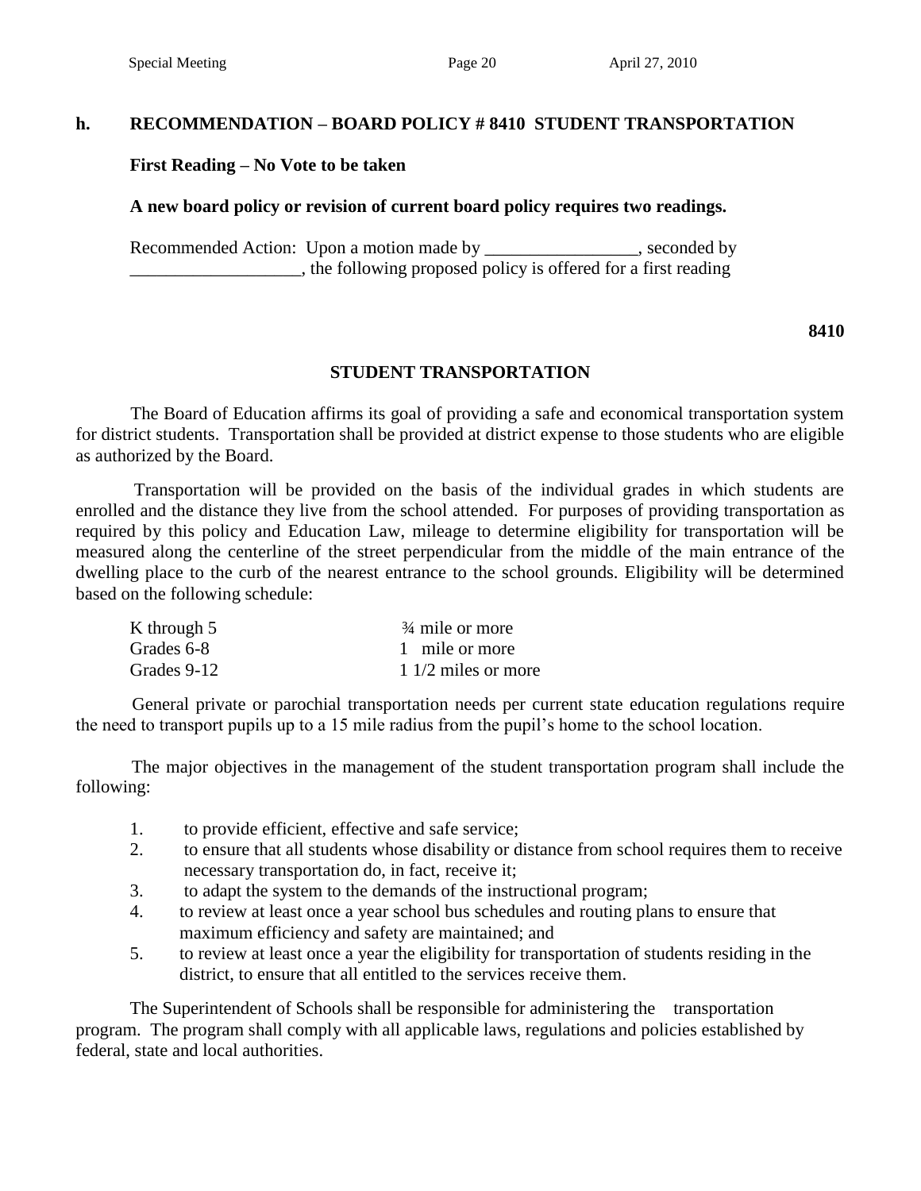## h. RECOMMENDATION – BOARD POLICY # 8410 STUDENT TRANSPORTATION

**First Reading – No Vote to be taken**

**A new board policy or revision of current board policy requires two readings.**

Recommended Action: Upon a motion made by _________________, seconded by ___________________, the following proposed policy is offered for a first reading

**8410**

**STUDENT TRANSPORTATION**

The Board of Education affirms its goal of providing a safe and economical transportation system for district students. Transportation shall be provided at district expense to those students who are eligible as authorized by the Board.

Transportation will be provided on the basis of the individual grades in which students are enrolled and the distance they live from the school attended. For purposes of providing transportation as required by this policy and Education Law, mileage to determine eligibility for transportation will be measured along the centerline of the street perpendicular from the middle of the main entrance of the dwelling place to the curb of the nearest entrance to the school grounds. Eligibility will be determined based on the following schedule:

| | |
|---|---|
| K through 5 | ¾ mile or more |
| Grades 6-8 | 1 mile or more |
| Grades 9-12 | 1 1/2 miles or more |

General private or parochial transportation needs per current state education regulations require the need to transport pupils up to a 15 mile radius from the pupil's home to the school location.

The major objectives in the management of the student transportation program shall include the following:

1. to provide efficient, effective and safe service;
2. to ensure that all students whose disability or distance from school requires them to receive necessary transportation do, in fact, receive it;
3. to adapt the system to the demands of the instructional program;
4. to review at least once a year school bus schedules and routing plans to ensure that maximum efficiency and safety are maintained; and
5. to review at least once a year the eligibility for transportation of students residing in the district, to ensure that all entitled to the services receive them.

The Superintendent of Schools shall be responsible for administering the transportation program. The program shall comply with all applicable laws, regulations and policies established by federal, state and local authorities.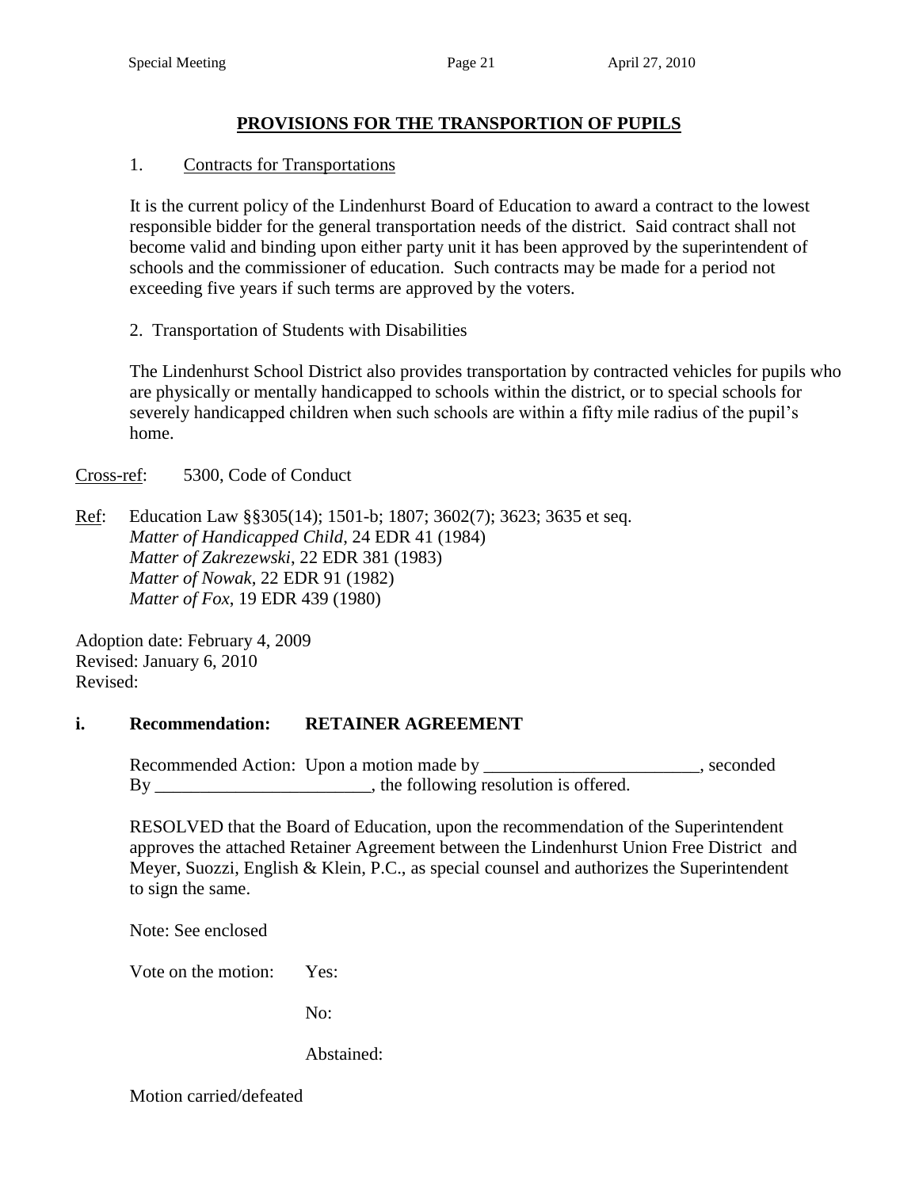## PROVISIONS FOR THE TRANSPORTION OF PUPILS

1. Contracts for Transportations

It is the current policy of the Lindenhurst Board of Education to award a contract to the lowest responsible bidder for the general transportation needs of the district. Said contract shall not become valid and binding upon either party unit it has been approved by the superintendent of schools and the commissioner of education. Such contracts may be made for a period not exceeding five years if such terms are approved by the voters.

2. Transportation of Students with Disabilities

The Lindenhurst School District also provides transportation by contracted vehicles for pupils who are physically or mentally handicapped to schools within the district, or to special schools for severely handicapped children when such schools are within a fifty mile radius of the pupil's home.

Cross-ref: 5300, Code of Conduct

Ref: Education Law §§305(14); 1501-b; 1807; 3602(7); 3623; 3635 et seq.
*Matter of Handicapped Child*, 24 EDR 41 (1984)
*Matter of Zakrezewski*, 22 EDR 381 (1983)
*Matter of Nowak*, 22 EDR 91 (1982)
*Matter of Fox*, 19 EDR 439 (1980)

Adoption date: February 4, 2009
Revised: January 6, 2010
Revised:

**i. Recommendation: RETAINER AGREEMENT**

Recommended Action: Upon a motion made by ________________________, seconded By ________________________, the following resolution is offered.

RESOLVED that the Board of Education, upon the recommendation of the Superintendent approves the attached Retainer Agreement between the Lindenhurst Union Free District and Meyer, Suozzi, English & Klein, P.C., as special counsel and authorizes the Superintendent to sign the same.

Note: See enclosed

Vote on the motion: Yes:

No:

Abstained:

Motion carried/defeated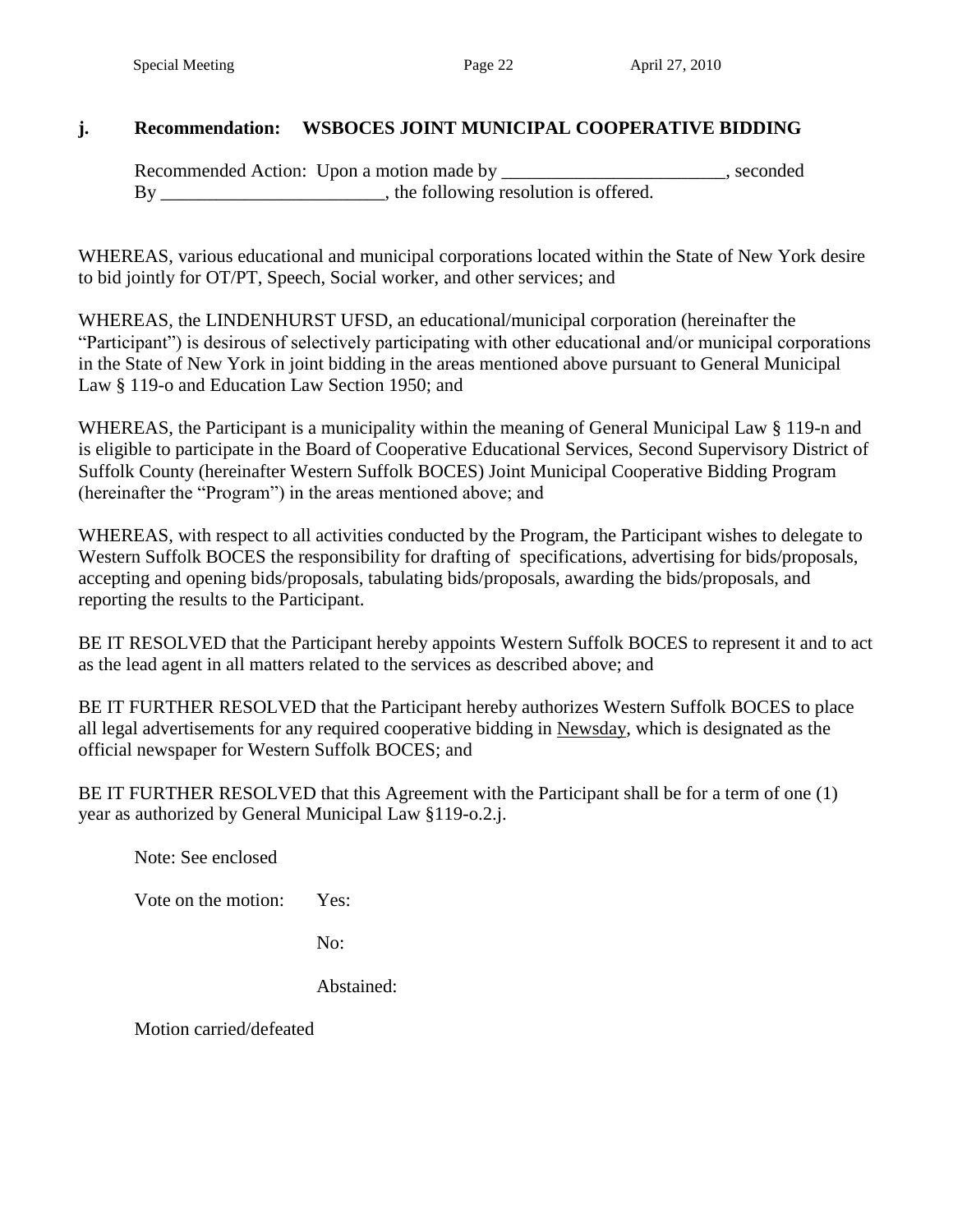### j. Recommendation: WSBOCES JOINT MUNICIPAL COOPERATIVE BIDDING

Recommended Action: Upon a motion made by ________________________, seconded By ________________________, the following resolution is offered.

WHEREAS, various educational and municipal corporations located within the State of New York desire to bid jointly for OT/PT, Speech, Social worker, and other services; and

WHEREAS, the LINDENHURST UFSD, an educational/municipal corporation (hereinafter the "Participant") is desirous of selectively participating with other educational and/or municipal corporations in the State of New York in joint bidding in the areas mentioned above pursuant to General Municipal Law § 119-o and Education Law Section 1950; and

WHEREAS, the Participant is a municipality within the meaning of General Municipal Law § 119-n and is eligible to participate in the Board of Cooperative Educational Services, Second Supervisory District of Suffolk County (hereinafter Western Suffolk BOCES) Joint Municipal Cooperative Bidding Program (hereinafter the "Program") in the areas mentioned above; and

WHEREAS, with respect to all activities conducted by the Program, the Participant wishes to delegate to Western Suffolk BOCES the responsibility for drafting of specifications, advertising for bids/proposals, accepting and opening bids/proposals, tabulating bids/proposals, awarding the bids/proposals, and reporting the results to the Participant.

BE IT RESOLVED that the Participant hereby appoints Western Suffolk BOCES to represent it and to act as the lead agent in all matters related to the services as described above; and

BE IT FURTHER RESOLVED that the Participant hereby authorizes Western Suffolk BOCES to place all legal advertisements for any required cooperative bidding in Newsday, which is designated as the official newspaper for Western Suffolk BOCES; and

BE IT FURTHER RESOLVED that this Agreement with the Participant shall be for a term of one (1) year as authorized by General Municipal Law §119-o.2.j.

Note: See enclosed

Vote on the motion: Yes:

No:

Abstained:

Motion carried/defeated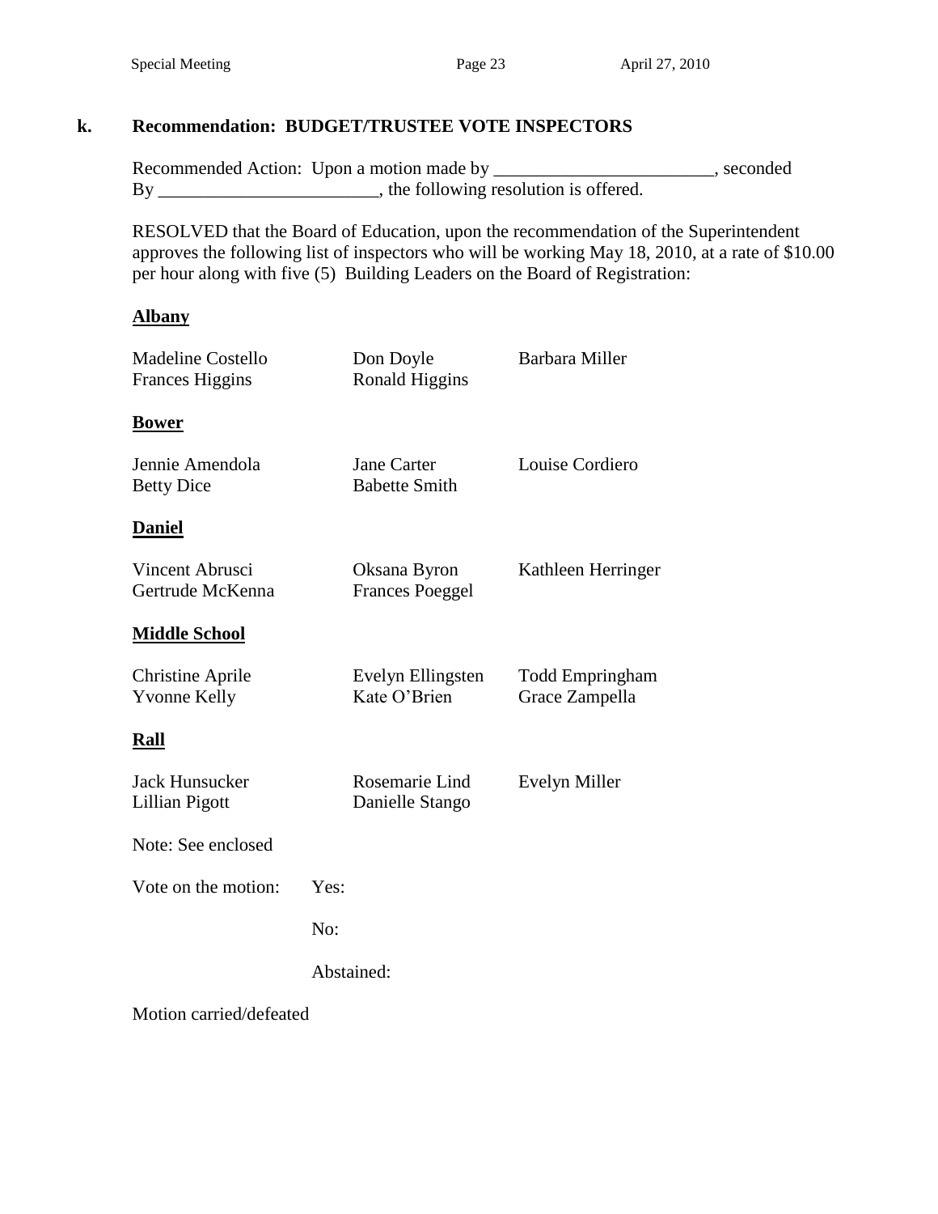**k. Recommendation: BUDGET/TRUSTEE VOTE INSPECTORS**

Recommended Action: Upon a motion made by ________________________, seconded By ________________________, the following resolution is offered.

RESOLVED that the Board of Education, upon the recommendation of the Superintendent approves the following list of inspectors who will be working May 18, 2010, at a rate of $10.00 per hour along with five (5) Building Leaders on the Board of Registration:

**Albany**

| | | |
|---|---|---|
| Madeline Costello | Don Doyle | Barbara Miller |
| Frances Higgins | Ronald Higgins | |

**Bower**

| | | |
|---|---|---|
| Jennie Amendola | Jane Carter | Louise Cordiero |
| Betty Dice | Babette Smith | |

**Daniel**

| | | |
|---|---|---|
| Vincent Abrusci | Oksana Byron | Kathleen Herringer |
| Gertrude McKenna | Frances Poeggel | |

**Middle School**

| | | |
|---|---|---|
| Christine Aprile | Evelyn Ellingsten | Todd Empringham |
| Yvonne Kelly | Kate O'Brien | Grace Zampella |

**Rall**

| | | |
|---|---|---|
| Jack Hunsucker | Rosemarie Lind | Evelyn Miller |
| Lillian Pigott | Danielle Stango | |

Note: See enclosed

Vote on the motion: Yes:

No:

Abstained:

Motion carried/defeated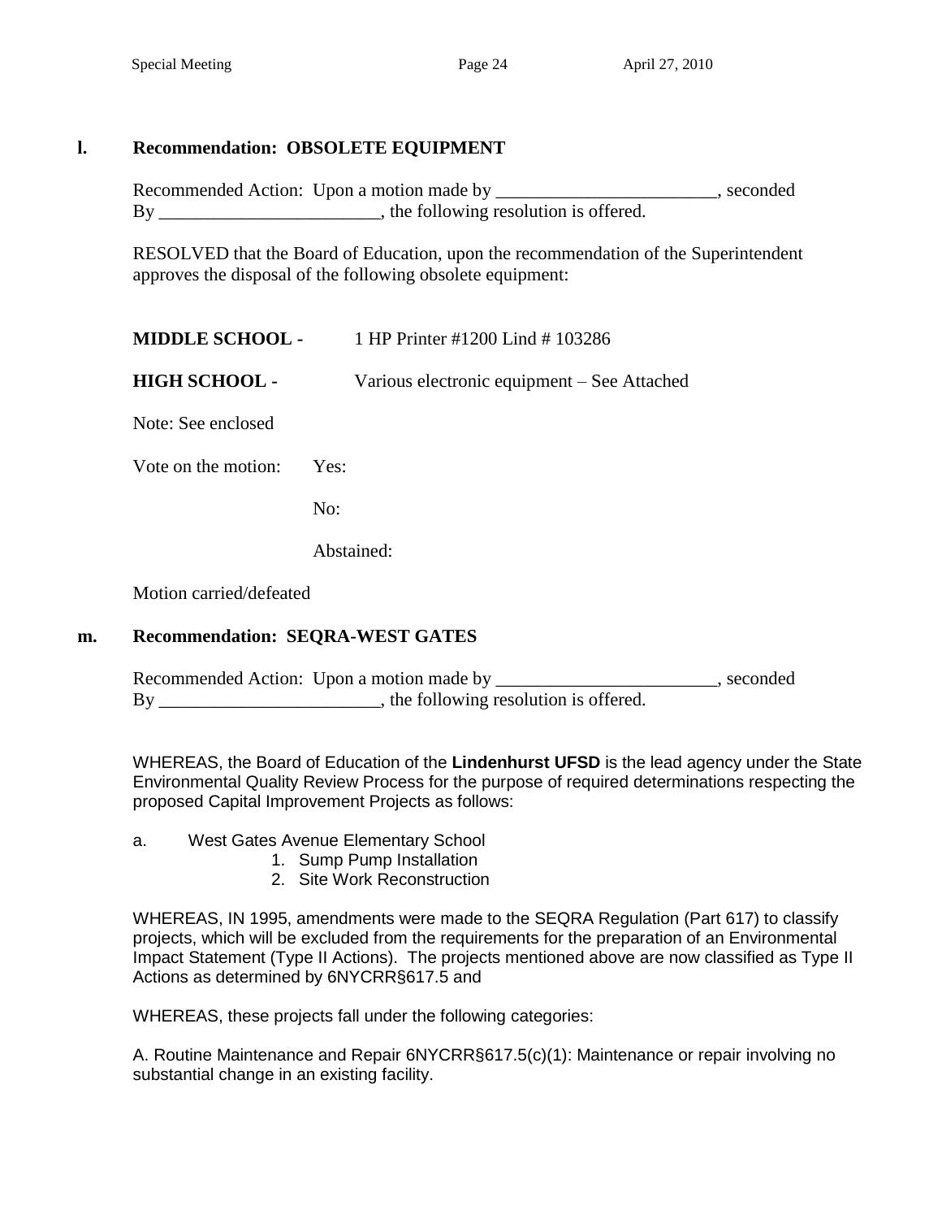**l. Recommendation: OBSOLETE EQUIPMENT**

Recommended Action: Upon a motion made by ________________________, seconded By ________________________, the following resolution is offered.

RESOLVED that the Board of Education, upon the recommendation of the Superintendent approves the disposal of the following obsolete equipment:

**MIDDLE SCHOOL -** 1 HP Printer #1200 Lind # 103286

**HIGH SCHOOL -** Various electronic equipment – See Attached

Note: See enclosed

Vote on the motion: Yes:

No:

Abstained:

Motion carried/defeated

**m. Recommendation: SEQRA-WEST GATES**

Recommended Action: Upon a motion made by ________________________, seconded By ________________________, the following resolution is offered.

WHEREAS, the Board of Education of the **Lindenhurst UFSD** is the lead agency under the State Environmental Quality Review Process for the purpose of required determinations respecting the proposed Capital Improvement Projects as follows:

a. West Gates Avenue Elementary School
   1. Sump Pump Installation
   2. Site Work Reconstruction

WHEREAS, IN 1995, amendments were made to the SEQRA Regulation (Part 617) to classify projects, which will be excluded from the requirements for the preparation of an Environmental Impact Statement (Type II Actions). The projects mentioned above are now classified as Type II Actions as determined by 6NYCRR§617.5 and

WHEREAS, these projects fall under the following categories:

A. Routine Maintenance and Repair 6NYCRR§617.5(c)(1): Maintenance or repair involving no substantial change in an existing facility.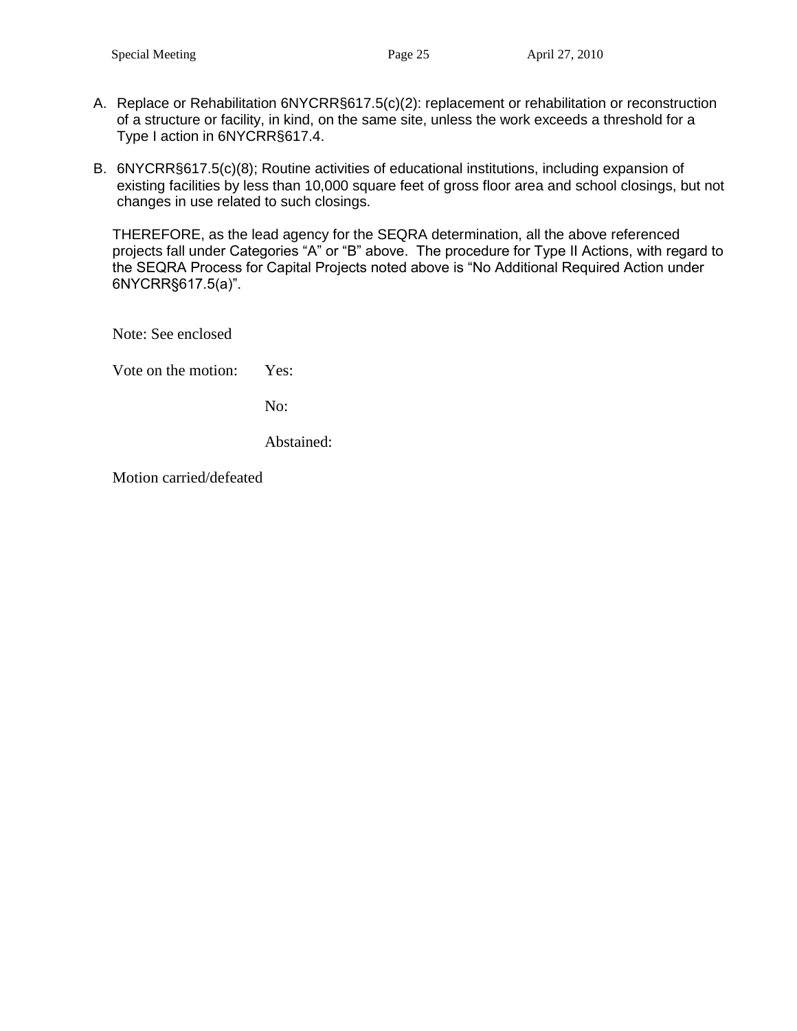A. Replace or Rehabilitation 6NYCRR§617.5(c)(2): replacement or rehabilitation or reconstruction of a structure or facility, in kind, on the same site, unless the work exceeds a threshold for a Type I action in 6NYCRR§617.4.

B. 6NYCRR§617.5(c)(8); Routine activities of educational institutions, including expansion of existing facilities by less than 10,000 square feet of gross floor area and school closings, but not changes in use related to such closings.

THEREFORE, as the lead agency for the SEQRA determination, all the above referenced projects fall under Categories "A" or "B" above. The procedure for Type II Actions, with regard to the SEQRA Process for Capital Projects noted above is "No Additional Required Action under 6NYCRR§617.5(a)".

Note: See enclosed

Vote on the motion: Yes:

No:

Abstained:

Motion carried/defeated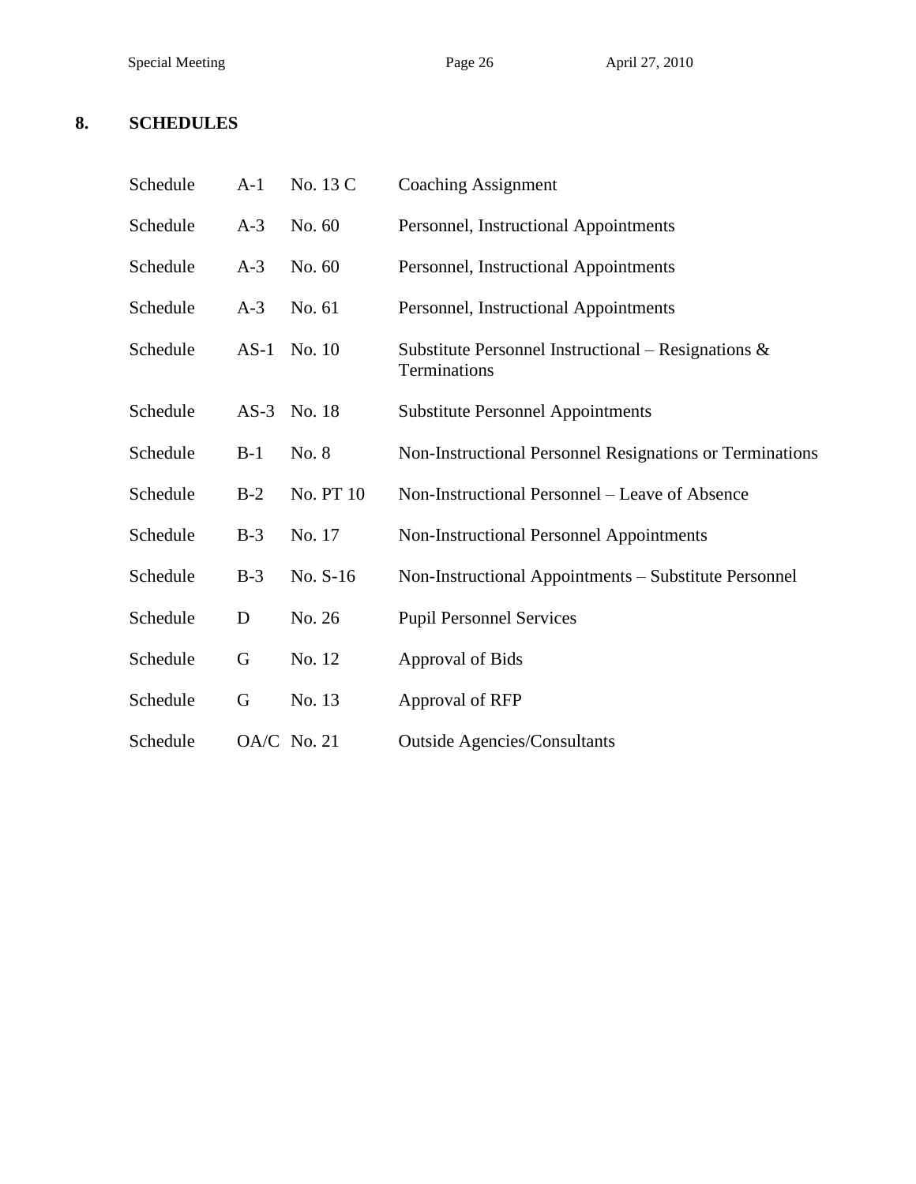## 8. SCHEDULES

| | | | |
|---|---|---|---|
| Schedule | A-1 | No. 13 C | Coaching Assignment |
| Schedule | A-3 | No. 60 | Personnel, Instructional Appointments |
| Schedule | A-3 | No. 60 | Personnel, Instructional Appointments |
| Schedule | A-3 | No. 61 | Personnel, Instructional Appointments |
| Schedule | AS-1 | No. 10 | Substitute Personnel Instructional – Resignations & Terminations |
| Schedule | AS-3 | No. 18 | Substitute Personnel Appointments |
| Schedule | B-1 | No. 8 | Non-Instructional Personnel Resignations or Terminations |
| Schedule | B-2 | No. PT 10 | Non-Instructional Personnel – Leave of Absence |
| Schedule | B-3 | No. 17 | Non-Instructional Personnel Appointments |
| Schedule | B-3 | No. S-16 | Non-Instructional Appointments – Substitute Personnel |
| Schedule | D | No. 26 | Pupil Personnel Services |
| Schedule | G | No. 12 | Approval of Bids |
| Schedule | G | No. 13 | Approval of RFP |
| Schedule | OA/C | No. 21 | Outside Agencies/Consultants |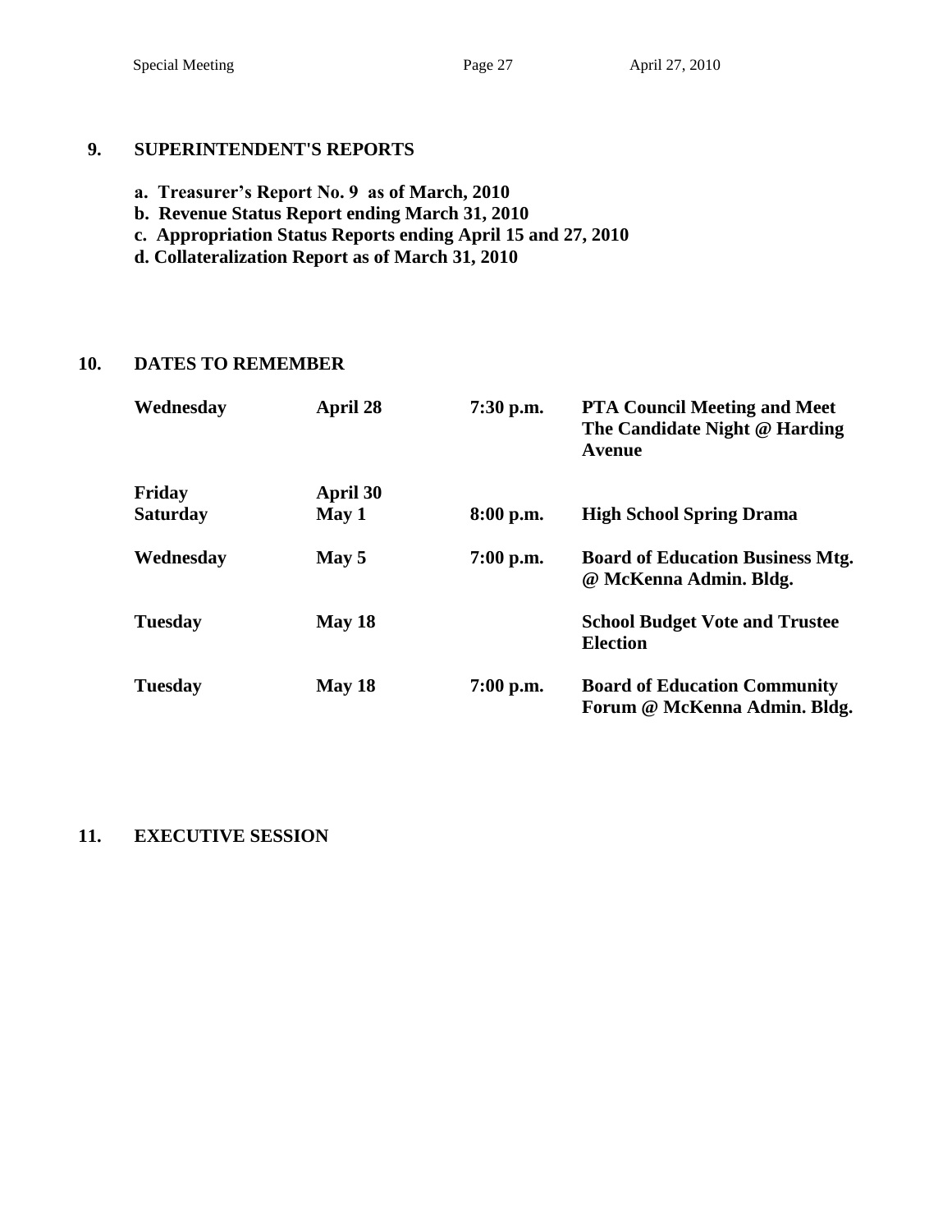## 9. SUPERINTENDENT'S REPORTS

**a. Treasurer's Report No. 9 as of March, 2010**
**b. Revenue Status Report ending March 31, 2010**
**c. Appropriation Status Reports ending April 15 and 27, 2010**
**d. Collateralization Report as of March 31, 2010**

## 10. DATES TO REMEMBER

| | | | |
|---|---|---|---|
| **Wednesday** | **April 28** | **7:30 p.m.** | **PTA Council Meeting and Meet The Candidate Night @ Harding Avenue** |
| **Friday**<br>**Saturday** | **April 30**<br>**May 1** | **8:00 p.m.** | **High School Spring Drama** |
| **Wednesday** | **May 5** | **7:00 p.m.** | **Board of Education Business Mtg. @ McKenna Admin. Bldg.** |
| **Tuesday** | **May 18** | | **School Budget Vote and Trustee Election** |
| **Tuesday** | **May 18** | **7:00 p.m.** | **Board of Education Community Forum @ McKenna Admin. Bldg.** |

## 11. EXECUTIVE SESSION